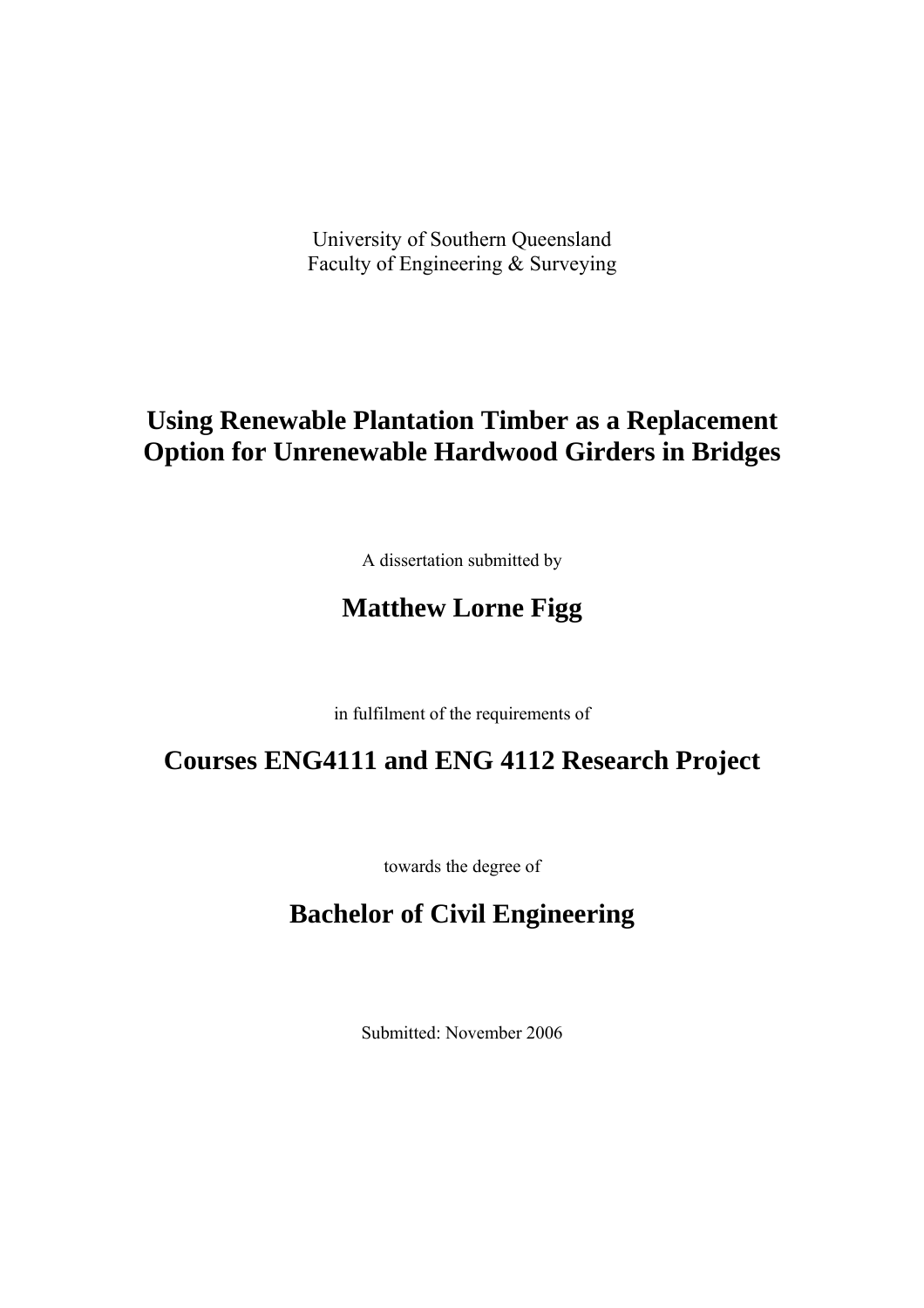University of Southern Queensland
Faculty of Engineering & Surveying

# Using Renewable Plantation Timber as a Replacement Option for Unrenewable Hardwood Girders in Bridges

A dissertation submitted by

## Matthew Lorne Figg

in fulfilment of the requirements of

## Courses ENG4111 and ENG 4112 Research Project

towards the degree of

## Bachelor of Civil Engineering

Submitted: November 2006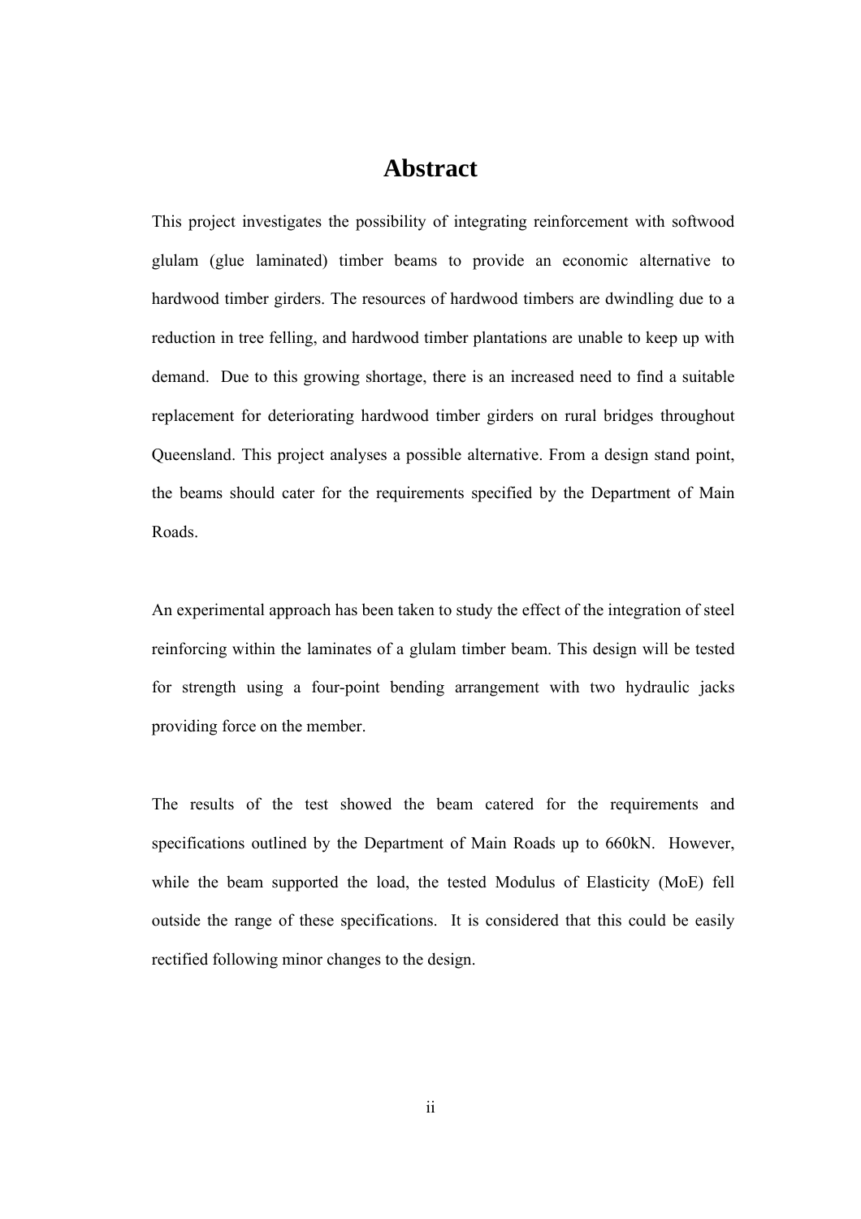# Abstract

This project investigates the possibility of integrating reinforcement with softwood glulam (glue laminated) timber beams to provide an economic alternative to hardwood timber girders. The resources of hardwood timbers are dwindling due to a reduction in tree felling, and hardwood timber plantations are unable to keep up with demand. Due to this growing shortage, there is an increased need to find a suitable replacement for deteriorating hardwood timber girders on rural bridges throughout Queensland. This project analyses a possible alternative. From a design stand point, the beams should cater for the requirements specified by the Department of Main Roads.

An experimental approach has been taken to study the effect of the integration of steel reinforcing within the laminates of a glulam timber beam. This design will be tested for strength using a four-point bending arrangement with two hydraulic jacks providing force on the member.

The results of the test showed the beam catered for the requirements and specifications outlined by the Department of Main Roads up to 660kN. However, while the beam supported the load, the tested Modulus of Elasticity (MoE) fell outside the range of these specifications. It is considered that this could be easily rectified following minor changes to the design.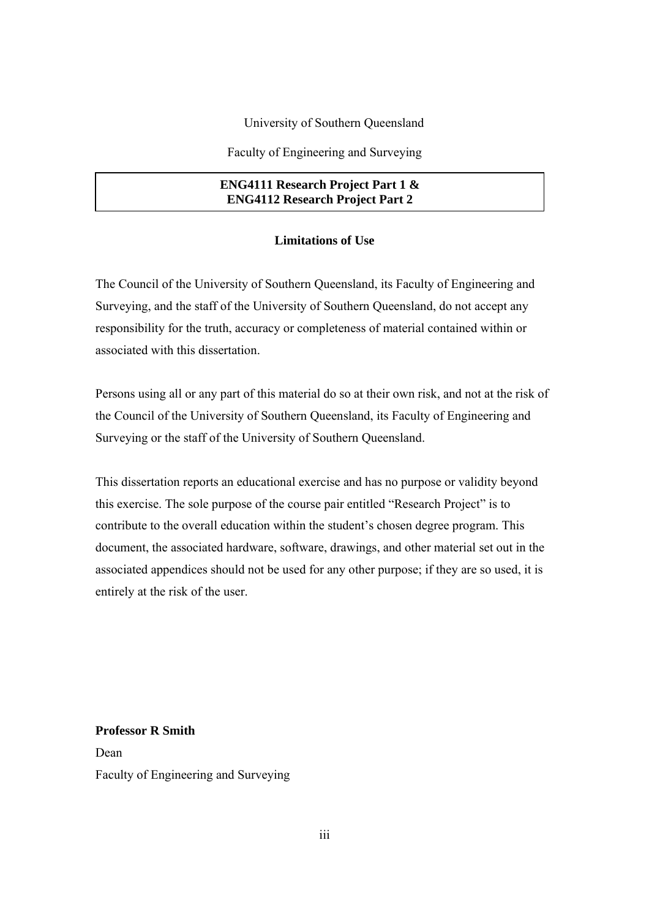University of Southern Queensland

Faculty of Engineering and Surveying

**ENG4111 Research Project Part 1 &**
**ENG4112 Research Project Part 2**

## Limitations of Use

The Council of the University of Southern Queensland, its Faculty of Engineering and Surveying, and the staff of the University of Southern Queensland, do not accept any responsibility for the truth, accuracy or completeness of material contained within or associated with this dissertation.

Persons using all or any part of this material do so at their own risk, and not at the risk of the Council of the University of Southern Queensland, its Faculty of Engineering and Surveying or the staff of the University of Southern Queensland.

This dissertation reports an educational exercise and has no purpose or validity beyond this exercise. The sole purpose of the course pair entitled "Research Project" is to contribute to the overall education within the student's chosen degree program. This document, the associated hardware, software, drawings, and other material set out in the associated appendices should not be used for any other purpose; if they are so used, it is entirely at the risk of the user.

**Professor R Smith**
Dean
Faculty of Engineering and Surveying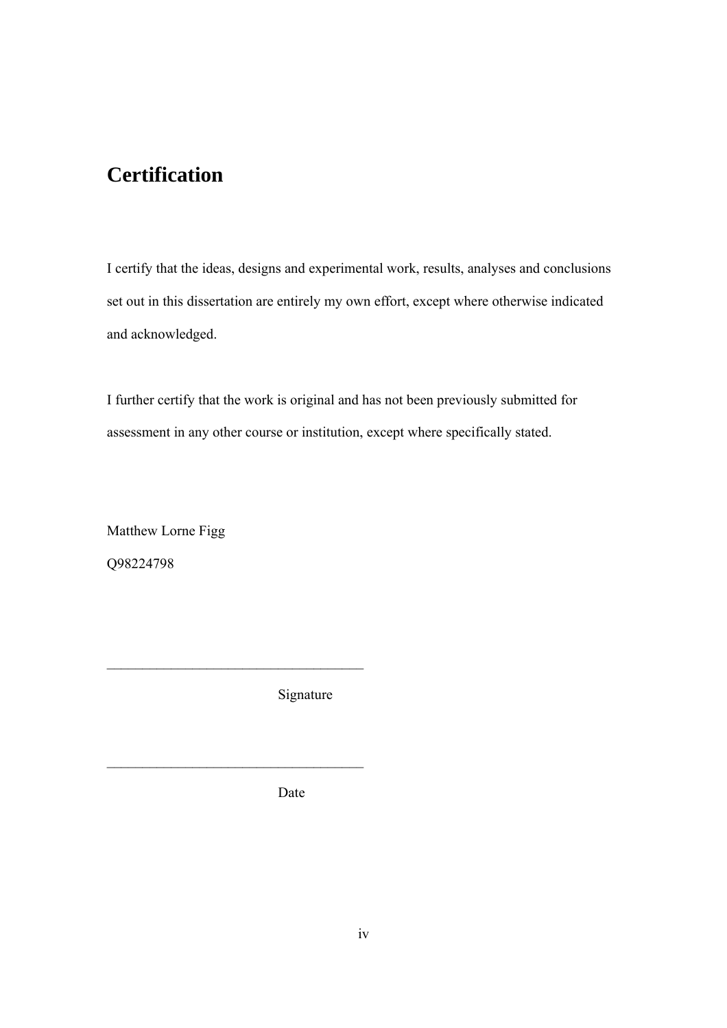# Certification

I certify that the ideas, designs and experimental work, results, analyses and conclusions set out in this dissertation are entirely my own effort, except where otherwise indicated and acknowledged.

I further certify that the work is original and has not been previously submitted for assessment in any other course or institution, except where specifically stated.

Matthew Lorne Figg

Q98224798

\_\_\_\_\_\_\_\_\_\_\_\_\_\_\_\_\_\_\_\_\_\_\_\_\_\_\_\_\_\_\_\_\_\_\_

Signature

\_\_\_\_\_\_\_\_\_\_\_\_\_\_\_\_\_\_\_\_\_\_\_\_\_\_\_\_\_\_\_\_\_\_\_

Date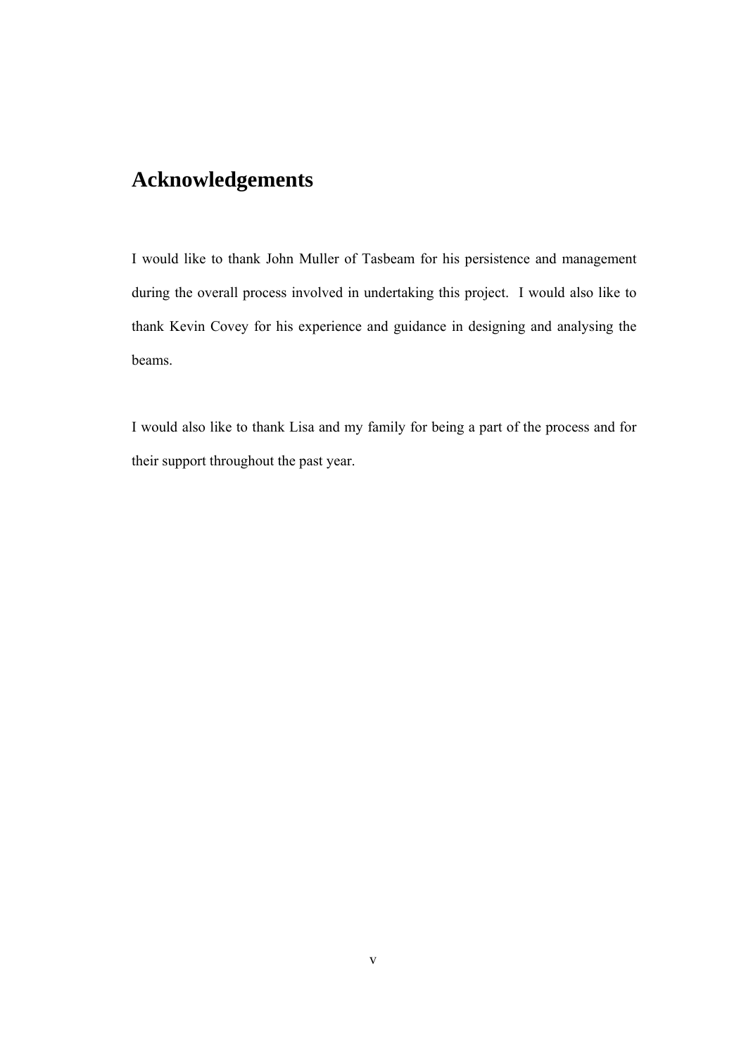# Acknowledgements

I would like to thank John Muller of Tasbeam for his persistence and management during the overall process involved in undertaking this project. I would also like to thank Kevin Covey for his experience and guidance in designing and analysing the beams.

I would also like to thank Lisa and my family for being a part of the process and for their support throughout the past year.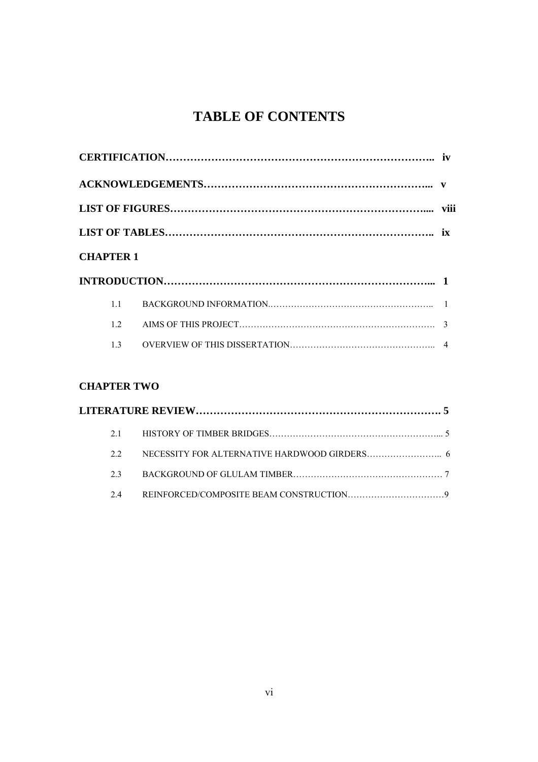# TABLE OF CONTENTS

**CERTIFICATION……………………………………………………………………….. iv**

**ACKNOWLEDGEMENTS………………………………………………………... v**

**LIST OF FIGURES…………………………………………………………….... viii**

**LIST OF TABLES……………………………………………………………….. ix**

**CHAPTER 1**

**INTRODUCTION………………………………………………………………... 1**

1.1 BACKGROUND INFORMATION.……………………………………………….. 1

1.2 AIMS OF THIS PROJECT…………………………………………………………. 3

1.3 OVERVIEW OF THIS DISSERTATION………………………………………….. 4

**CHAPTER TWO**

**LITERATURE REVIEW……………………………………………………………. 5**

2.1 HISTORY OF TIMBER BRIDGES…………………………………………………... 5

2.2 NECESSITY FOR ALTERNATIVE HARDWOOD GIRDERS…………………….. 6

2.3 BACKGROUND OF GLULAM TIMBER…………………………………………… 7

2.4 REINFORCED/COMPOSITE BEAM CONSTRUCTION……………………………9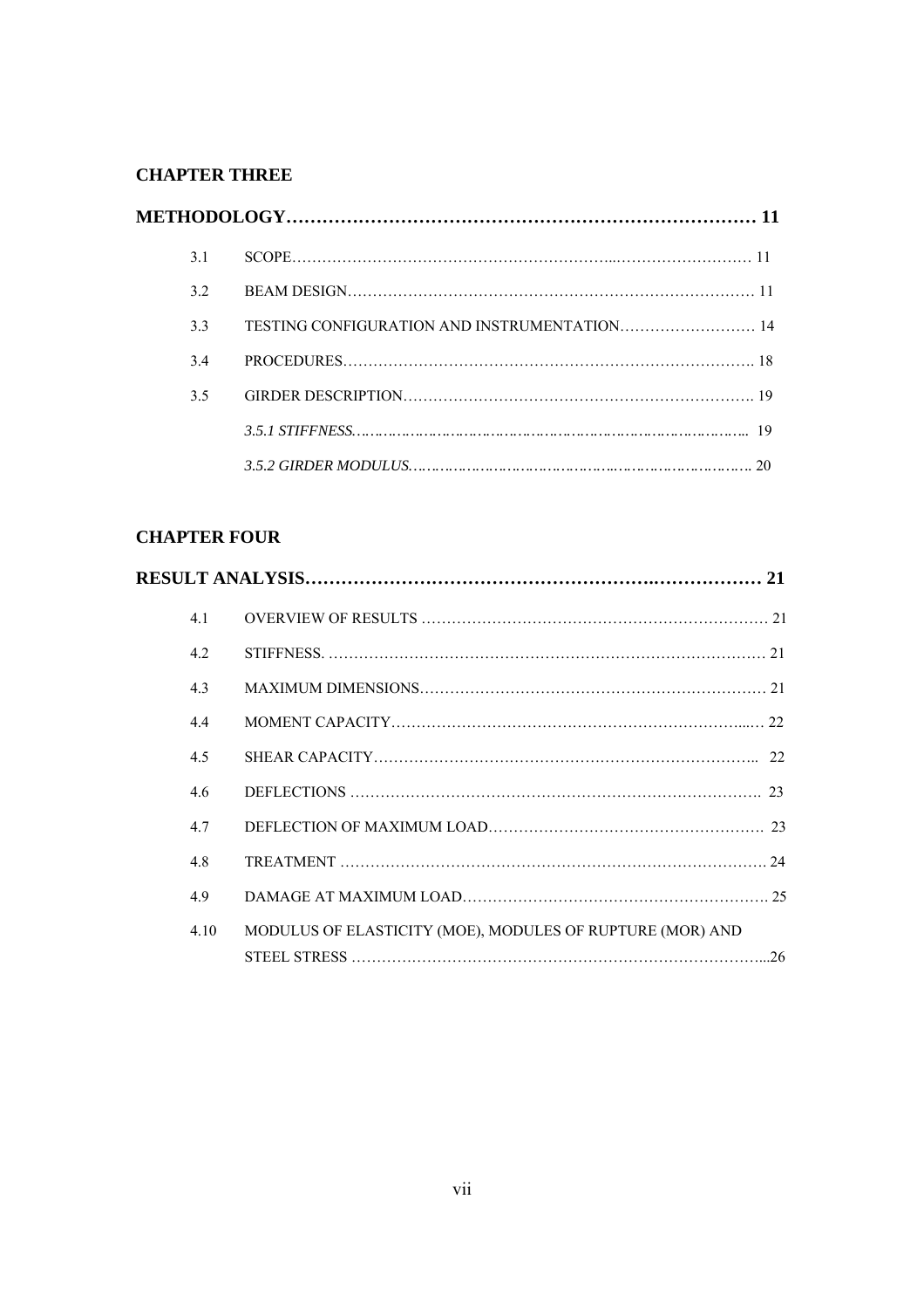## CHAPTER THREE

**METHODOLOGY…………………………………………………………………… 11**

3.1 SCOPE…………………………………………………………..……………………… 11

3.2 BEAM DESIGN……………………………………………………………………… 11

3.3 TESTING CONFIGURATION AND INSTRUMENTATION……………………… 14

3.4 PROCEDURES……………………………………………………………………. 18

3.5 GIRDER DESCRIPTION……………………………………………………………. 19

*3.5.1 STIFFNESS………………………………………………………………………….. 19*

*3.5.2 GIRDER MODULUS……………………………………..…………………………. 20*

## CHAPTER FOUR

**RESULT ANALYSIS…………………………………………………..……………… 21**

4.1 OVERVIEW OF RESULTS …………………………………………………………… 21

4.2 STIFFNESS. …………………………………………………………………………… 21

4.3 MAXIMUM DIMENSIONS…………………………………………………………… 21

4.4 MOMENT CAPACITY……………………………………………………………....… 22

4.5 SHEAR CAPACITY………………………………………………………………….. 22

4.6 DEFLECTIONS ………………………………………………………………………. 23

4.7 DEFLECTION OF MAXIMUM LOAD………………………………………………. 23

4.8 TREATMENT ………………………………………………………………………… 24

4.9 DAMAGE AT MAXIMUM LOAD……………………………………………………. 25

4.10 MODULUS OF ELASTICITY (MOE), MODULES OF RUPTURE (MOR) AND STEEL STRESS ……………………………………………………………………...26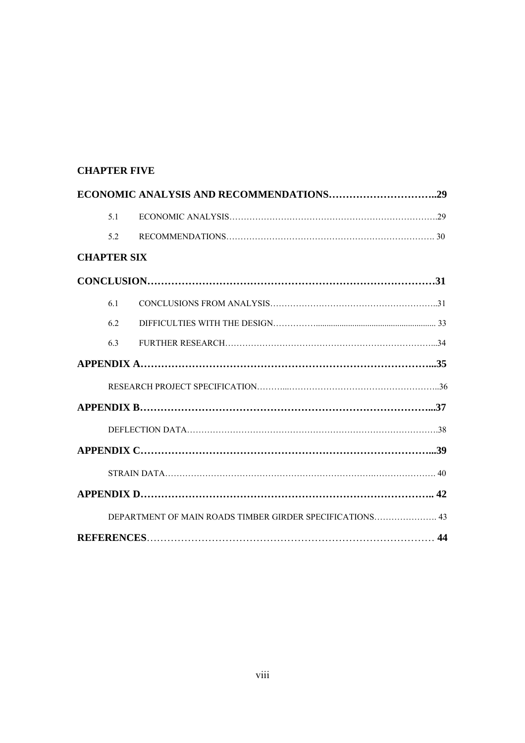**CHAPTER FIVE**

**ECONOMIC ANALYSIS AND RECOMMENDATIONS…………………………..29**

5.1 ECONOMIC ANALYSIS……………………………………………………………….29

5.2 RECOMMENDATIONS………………………………………………………………. 30

**CHAPTER SIX**

**CONCLUSION…………………………………………………………………………31**

6.1 CONCLUSIONS FROM ANALYSIS…………………………………………………..31

6.2 DIFFICULTIES WITH THE DESIGN……………....................................................... 33

6.3 FURTHER RESEARCH………………………………………………………………...34

**APPENDIX A………………………………………………………………………...35**

RESEARCH PROJECT SPECIFICATION………...……………………………………………..36

**APPENDIX B………………………………………………………………………...37**

DEFLECTION DATA…………………………………………………………………………….38

**APPENDIX C………………………………………………………………………...39**

STRAIN DATA…………………………………………………………….…………………. 40

**APPENDIX D……………………………………………………………………….. 42**

DEPARTMENT OF MAIN ROADS TIMBER GIRDER SPECIFICATIONS…………………. 43

**REFERENCES**……………………………………………………………………… **44**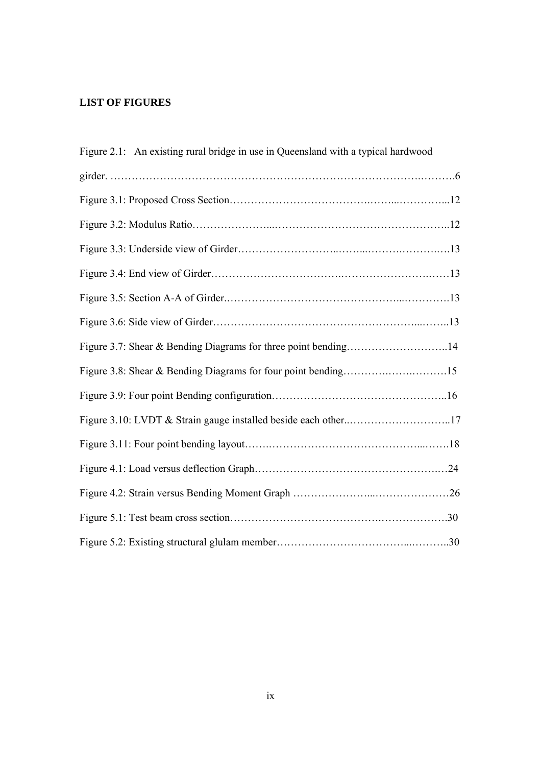**LIST OF FIGURES**

Figure 2.1: An existing rural bridge in use in Queensland with a typical hardwood girder. ………………………………………………………………………………….……….6

Figure 3.1: Proposed Cross Section……………………………………….……...…………...12

Figure 3.2: Modulus Ratio…………………...…………………………………………..12

Figure 3.3: Underside view of Girder……………………..……...……….……….….13

Figure 3.4: End view of Girder…………………………….……………………….……13

Figure 3.5: Section A-A of Girder.…………………………………………...…………13

Figure 3.6: Side view of Girder………………………………………………...……..13

Figure 3.7: Shear & Bending Diagrams for three point bending………………………..14

Figure 3.8: Shear & Bending Diagrams for four point bending………….…….……….15

Figure 3.9: Four point Bending configuration…………………………………………..16

Figure 3.10: LVDT & Strain gauge installed beside each other..………………………..17

Figure 3.11: Four point bending layout…….……………………………………...…….18

Figure 4.1: Load versus deflection Graph…………………………………………….…24

Figure 4.2: Strain versus Bending Moment Graph …………………...…………………26

Figure 5.1: Test beam cross section…………………………………….……………….30

Figure 5.2: Existing structural glulam member……………………………...………..30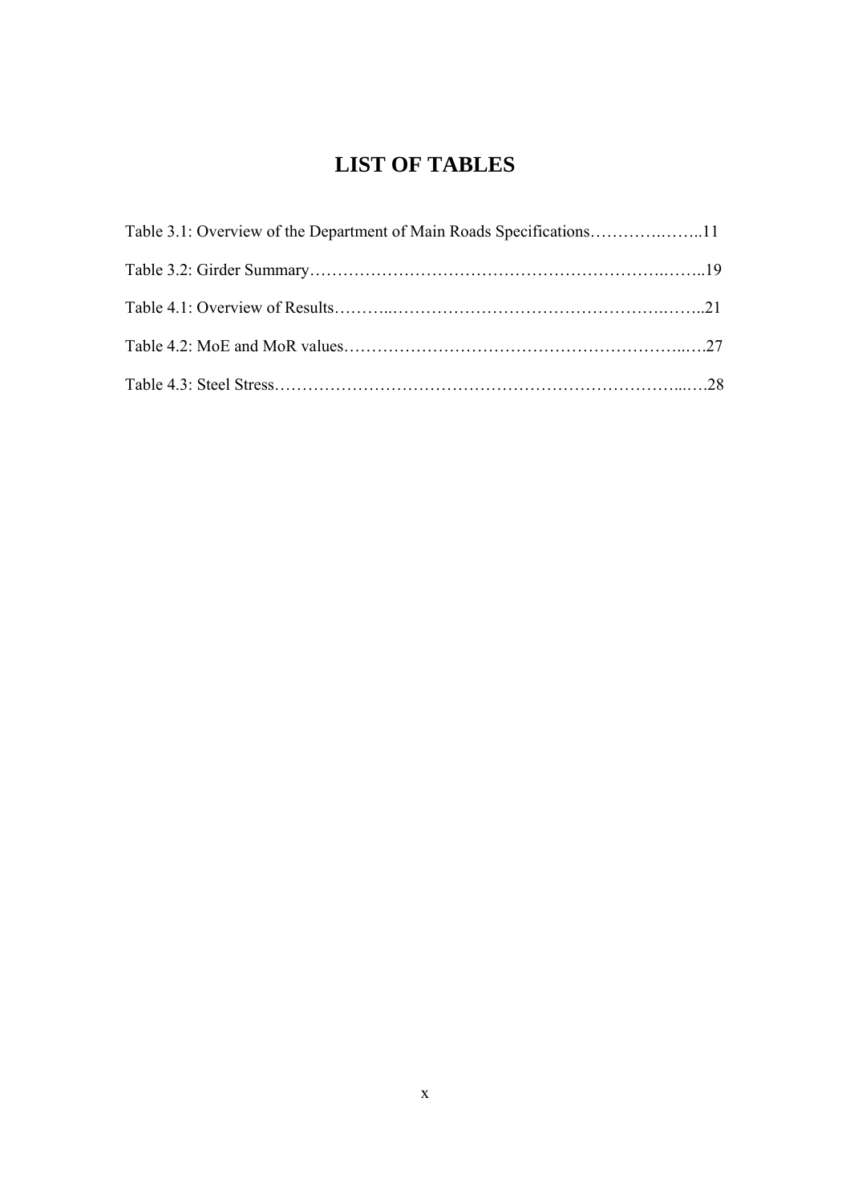# LIST OF TABLES

Table 3.1: Overview of the Department of Main Roads Specifications……………….…...11

Table 3.2: Girder Summary…………………………………………………………..…...19

Table 4.1: Overview of Results………..……………………………………….……..21

Table 4.2: MoE and MoR values……………………………………………………..….27

Table 4.3: Steel Stress…………………………………………………………………...….28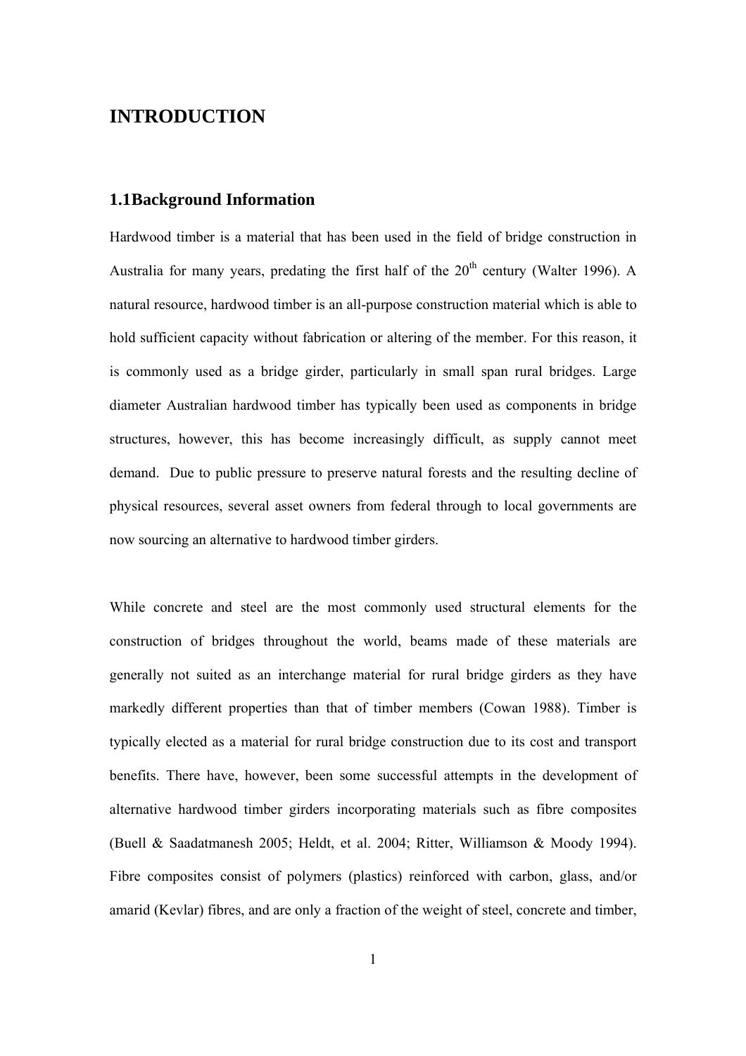# INTRODUCTION

## 1.1Background Information

Hardwood timber is a material that has been used in the field of bridge construction in Australia for many years, predating the first half of the 20th century (Walter 1996). A natural resource, hardwood timber is an all-purpose construction material which is able to hold sufficient capacity without fabrication or altering of the member. For this reason, it is commonly used as a bridge girder, particularly in small span rural bridges. Large diameter Australian hardwood timber has typically been used as components in bridge structures, however, this has become increasingly difficult, as supply cannot meet demand. Due to public pressure to preserve natural forests and the resulting decline of physical resources, several asset owners from federal through to local governments are now sourcing an alternative to hardwood timber girders.

While concrete and steel are the most commonly used structural elements for the construction of bridges throughout the world, beams made of these materials are generally not suited as an interchange material for rural bridge girders as they have markedly different properties than that of timber members (Cowan 1988). Timber is typically elected as a material for rural bridge construction due to its cost and transport benefits. There have, however, been some successful attempts in the development of alternative hardwood timber girders incorporating materials such as fibre composites (Buell & Saadatmanesh 2005; Heldt, et al. 2004; Ritter, Williamson & Moody 1994). Fibre composites consist of polymers (plastics) reinforced with carbon, glass, and/or amarid (Kevlar) fibres, and are only a fraction of the weight of steel, concrete and timber,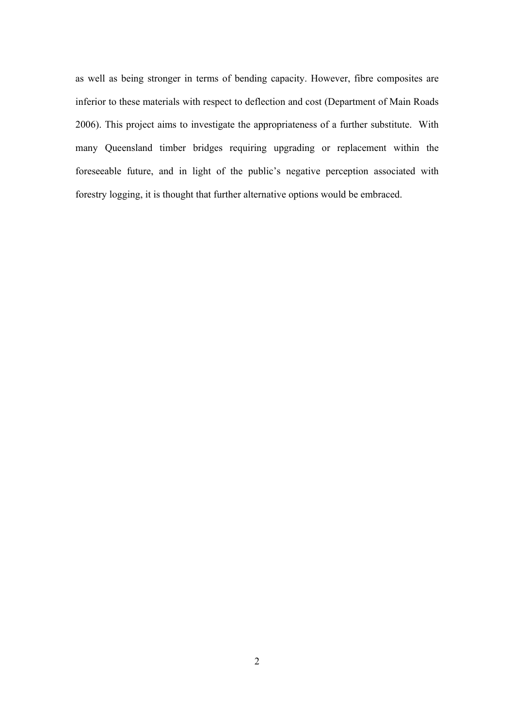as well as being stronger in terms of bending capacity. However, fibre composites are inferior to these materials with respect to deflection and cost (Department of Main Roads 2006). This project aims to investigate the appropriateness of a further substitute. With many Queensland timber bridges requiring upgrading or replacement within the foreseeable future, and in light of the public's negative perception associated with forestry logging, it is thought that further alternative options would be embraced.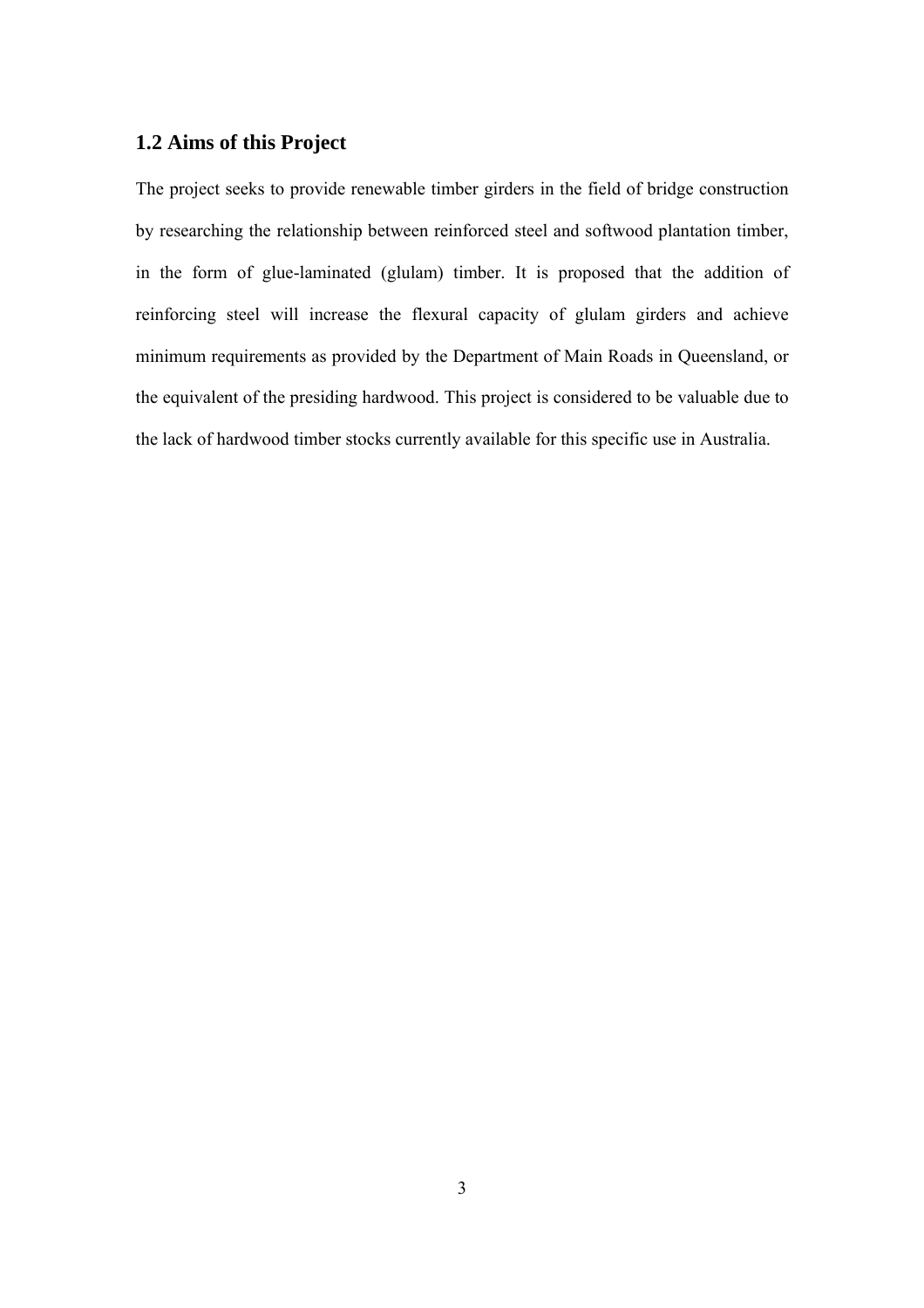## 1.2 Aims of this Project

The project seeks to provide renewable timber girders in the field of bridge construction by researching the relationship between reinforced steel and softwood plantation timber, in the form of glue-laminated (glulam) timber. It is proposed that the addition of reinforcing steel will increase the flexural capacity of glulam girders and achieve minimum requirements as provided by the Department of Main Roads in Queensland, or the equivalent of the presiding hardwood. This project is considered to be valuable due to the lack of hardwood timber stocks currently available for this specific use in Australia.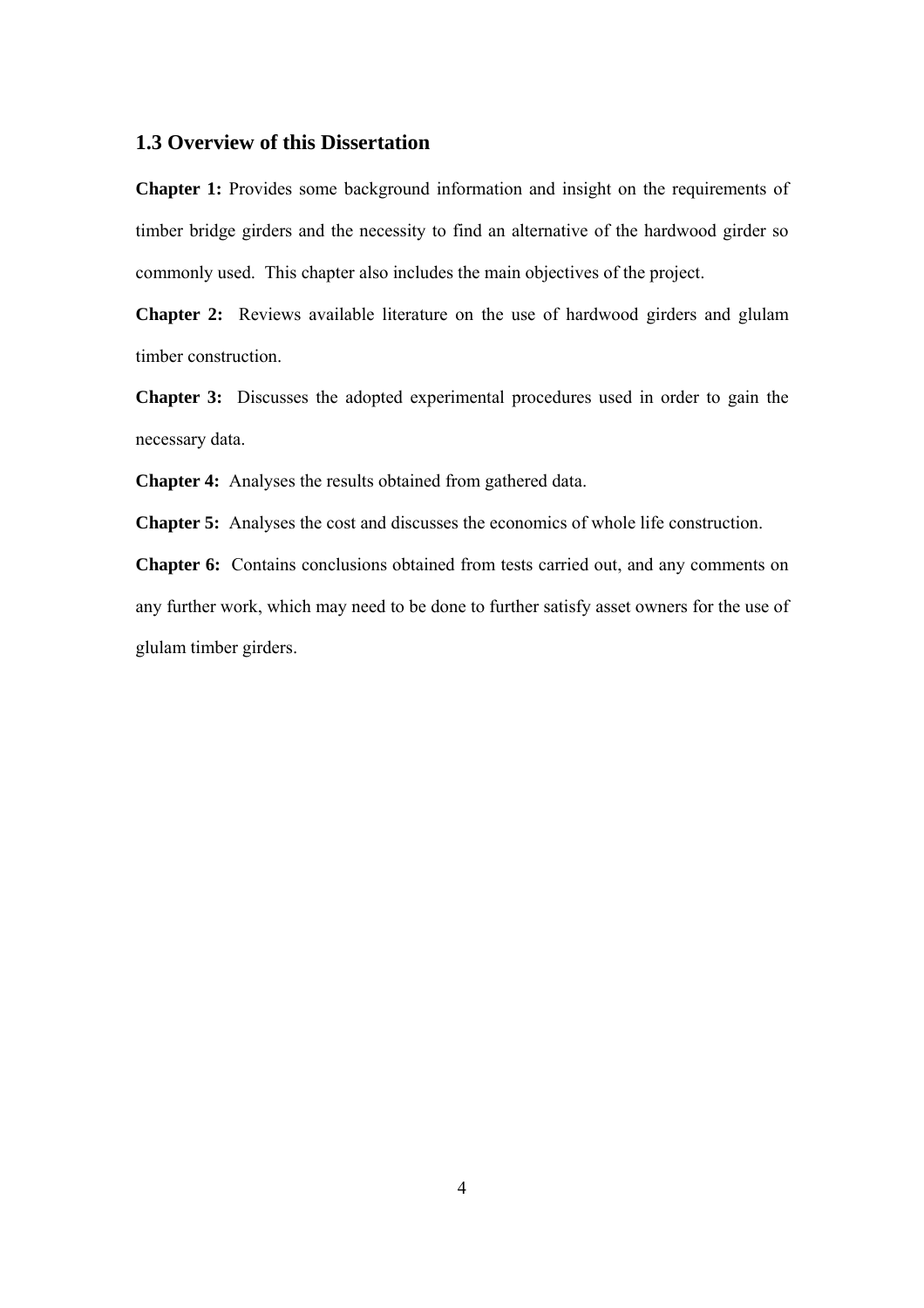## 1.3 Overview of this Dissertation

**Chapter 1:** Provides some background information and insight on the requirements of timber bridge girders and the necessity to find an alternative of the hardwood girder so commonly used. This chapter also includes the main objectives of the project.

**Chapter 2:** Reviews available literature on the use of hardwood girders and glulam timber construction.

**Chapter 3:** Discusses the adopted experimental procedures used in order to gain the necessary data.

**Chapter 4:** Analyses the results obtained from gathered data.

**Chapter 5:** Analyses the cost and discusses the economics of whole life construction.

**Chapter 6:** Contains conclusions obtained from tests carried out, and any comments on any further work, which may need to be done to further satisfy asset owners for the use of glulam timber girders.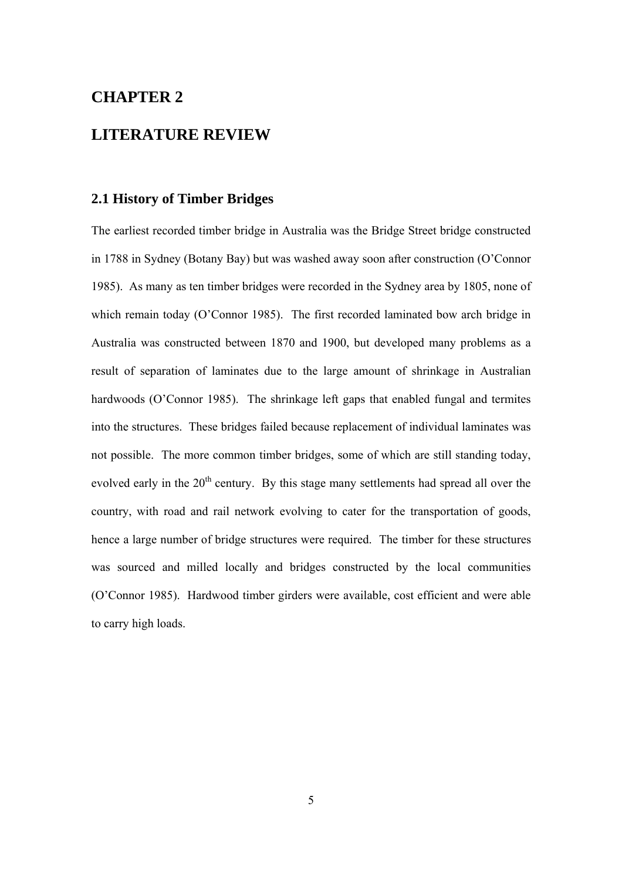# CHAPTER 2

# LITERATURE REVIEW

## 2.1 History of Timber Bridges

The earliest recorded timber bridge in Australia was the Bridge Street bridge constructed in 1788 in Sydney (Botany Bay) but was washed away soon after construction (O'Connor 1985). As many as ten timber bridges were recorded in the Sydney area by 1805, none of which remain today (O'Connor 1985). The first recorded laminated bow arch bridge in Australia was constructed between 1870 and 1900, but developed many problems as a result of separation of laminates due to the large amount of shrinkage in Australian hardwoods (O'Connor 1985). The shrinkage left gaps that enabled fungal and termites into the structures. These bridges failed because replacement of individual laminates was not possible. The more common timber bridges, some of which are still standing today, evolved early in the 20th century. By this stage many settlements had spread all over the country, with road and rail network evolving to cater for the transportation of goods, hence a large number of bridge structures were required. The timber for these structures was sourced and milled locally and bridges constructed by the local communities (O'Connor 1985). Hardwood timber girders were available, cost efficient and were able to carry high loads.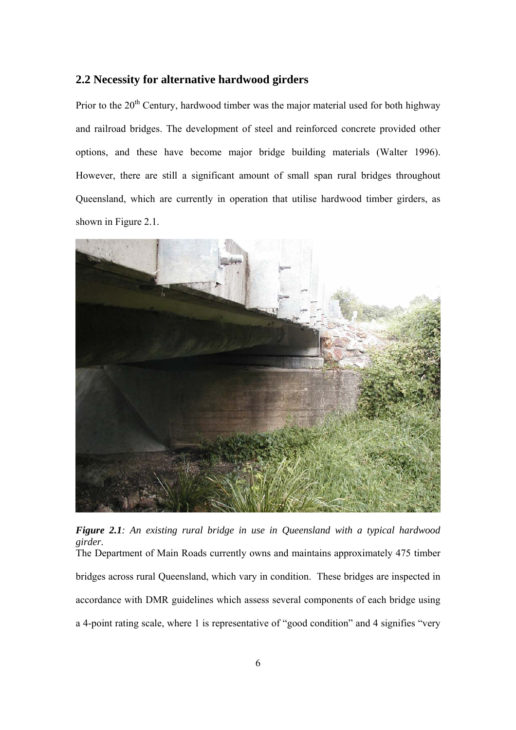## 2.2 Necessity for alternative hardwood girders

Prior to the 20th Century, hardwood timber was the major material used for both highway and railroad bridges. The development of steel and reinforced concrete provided other options, and these have become major bridge building materials (Walter 1996). However, there are still a significant amount of small span rural bridges throughout Queensland, which are currently in operation that utilise hardwood timber girders, as shown in Figure 2.1.

***Figure 2.1**: An existing rural bridge in use in Queensland with a typical hardwood girder.*

The Department of Main Roads currently owns and maintains approximately 475 timber bridges across rural Queensland, which vary in condition. These bridges are inspected in accordance with DMR guidelines which assess several components of each bridge using a 4-point rating scale, where 1 is representative of "good condition" and 4 signifies "very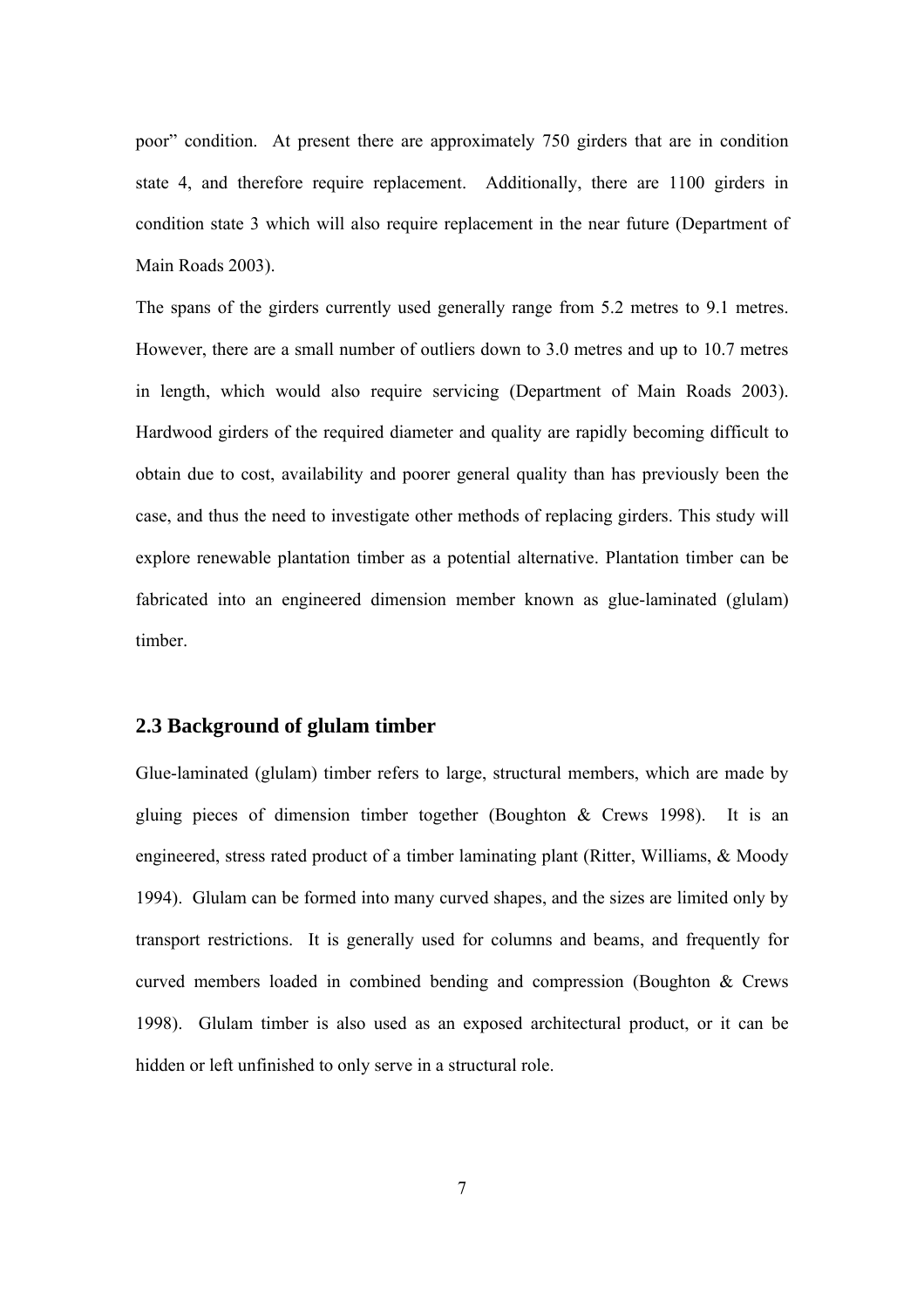poor" condition. At present there are approximately 750 girders that are in condition state 4, and therefore require replacement. Additionally, there are 1100 girders in condition state 3 which will also require replacement in the near future (Department of Main Roads 2003).

The spans of the girders currently used generally range from 5.2 metres to 9.1 metres. However, there are a small number of outliers down to 3.0 metres and up to 10.7 metres in length, which would also require servicing (Department of Main Roads 2003). Hardwood girders of the required diameter and quality are rapidly becoming difficult to obtain due to cost, availability and poorer general quality than has previously been the case, and thus the need to investigate other methods of replacing girders. This study will explore renewable plantation timber as a potential alternative. Plantation timber can be fabricated into an engineered dimension member known as glue-laminated (glulam) timber.

## 2.3 Background of glulam timber

Glue-laminated (glulam) timber refers to large, structural members, which are made by gluing pieces of dimension timber together (Boughton & Crews 1998). It is an engineered, stress rated product of a timber laminating plant (Ritter, Williams, & Moody 1994). Glulam can be formed into many curved shapes, and the sizes are limited only by transport restrictions. It is generally used for columns and beams, and frequently for curved members loaded in combined bending and compression (Boughton & Crews 1998). Glulam timber is also used as an exposed architectural product, or it can be hidden or left unfinished to only serve in a structural role.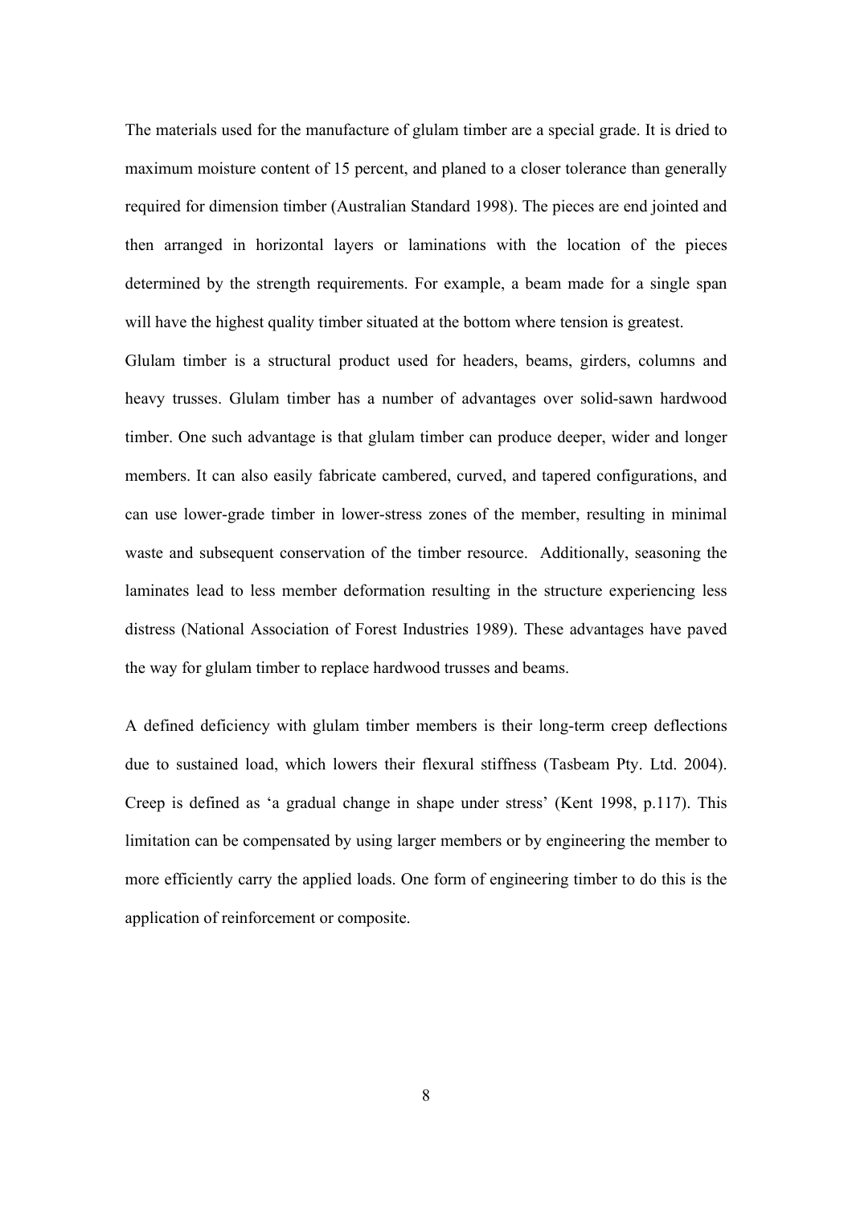The materials used for the manufacture of glulam timber are a special grade. It is dried to maximum moisture content of 15 percent, and planed to a closer tolerance than generally required for dimension timber (Australian Standard 1998). The pieces are end jointed and then arranged in horizontal layers or laminations with the location of the pieces determined by the strength requirements. For example, a beam made for a single span will have the highest quality timber situated at the bottom where tension is greatest.

Glulam timber is a structural product used for headers, beams, girders, columns and heavy trusses. Glulam timber has a number of advantages over solid-sawn hardwood timber. One such advantage is that glulam timber can produce deeper, wider and longer members. It can also easily fabricate cambered, curved, and tapered configurations, and can use lower-grade timber in lower-stress zones of the member, resulting in minimal waste and subsequent conservation of the timber resource. Additionally, seasoning the laminates lead to less member deformation resulting in the structure experiencing less distress (National Association of Forest Industries 1989). These advantages have paved the way for glulam timber to replace hardwood trusses and beams.

A defined deficiency with glulam timber members is their long-term creep deflections due to sustained load, which lowers their flexural stiffness (Tasbeam Pty. Ltd. 2004). Creep is defined as 'a gradual change in shape under stress' (Kent 1998, p.117). This limitation can be compensated by using larger members or by engineering the member to more efficiently carry the applied loads. One form of engineering timber to do this is the application of reinforcement or composite.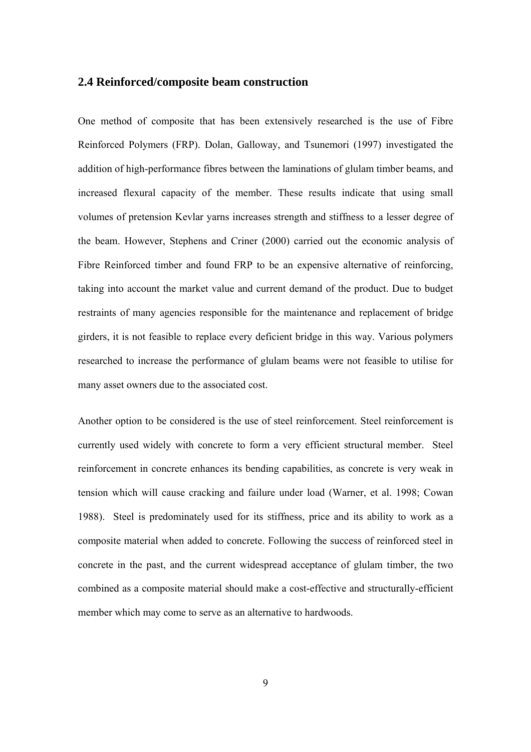## 2.4 Reinforced/composite beam construction

One method of composite that has been extensively researched is the use of Fibre Reinforced Polymers (FRP). Dolan, Galloway, and Tsunemori (1997) investigated the addition of high-performance fibres between the laminations of glulam timber beams, and increased flexural capacity of the member. These results indicate that using small volumes of pretension Kevlar yarns increases strength and stiffness to a lesser degree of the beam. However, Stephens and Criner (2000) carried out the economic analysis of Fibre Reinforced timber and found FRP to be an expensive alternative of reinforcing, taking into account the market value and current demand of the product. Due to budget restraints of many agencies responsible for the maintenance and replacement of bridge girders, it is not feasible to replace every deficient bridge in this way. Various polymers researched to increase the performance of glulam beams were not feasible to utilise for many asset owners due to the associated cost.

Another option to be considered is the use of steel reinforcement. Steel reinforcement is currently used widely with concrete to form a very efficient structural member. Steel reinforcement in concrete enhances its bending capabilities, as concrete is very weak in tension which will cause cracking and failure under load (Warner, et al. 1998; Cowan 1988). Steel is predominately used for its stiffness, price and its ability to work as a composite material when added to concrete. Following the success of reinforced steel in concrete in the past, and the current widespread acceptance of glulam timber, the two combined as a composite material should make a cost-effective and structurally-efficient member which may come to serve as an alternative to hardwoods.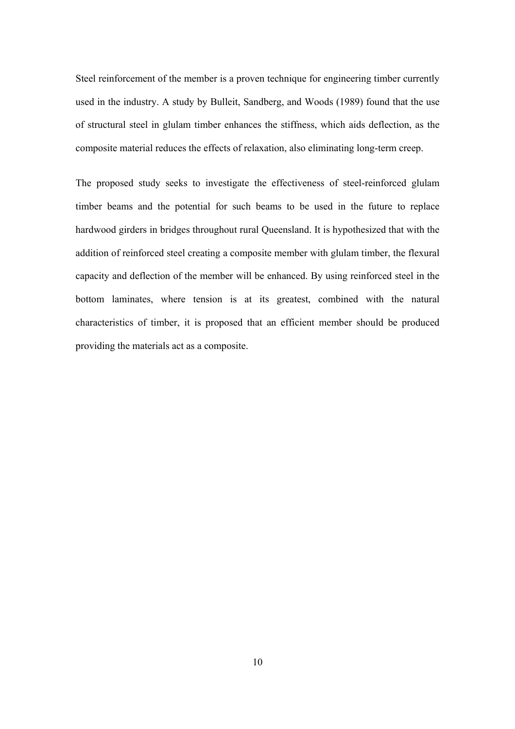Steel reinforcement of the member is a proven technique for engineering timber currently used in the industry. A study by Bulleit, Sandberg, and Woods (1989) found that the use of structural steel in glulam timber enhances the stiffness, which aids deflection, as the composite material reduces the effects of relaxation, also eliminating long-term creep.

The proposed study seeks to investigate the effectiveness of steel-reinforced glulam timber beams and the potential for such beams to be used in the future to replace hardwood girders in bridges throughout rural Queensland. It is hypothesized that with the addition of reinforced steel creating a composite member with glulam timber, the flexural capacity and deflection of the member will be enhanced. By using reinforced steel in the bottom laminates, where tension is at its greatest, combined with the natural characteristics of timber, it is proposed that an efficient member should be produced providing the materials act as a composite.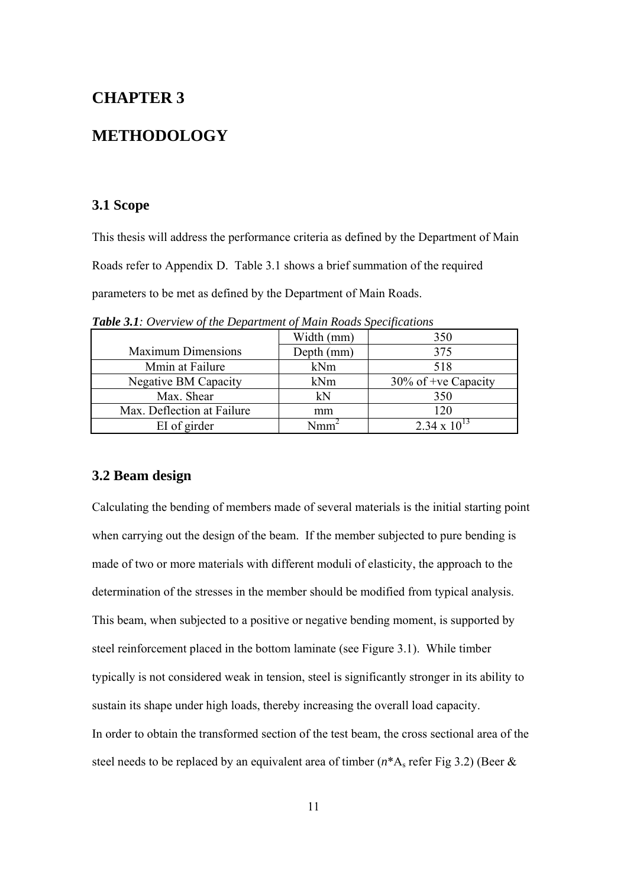# CHAPTER 3

# METHODOLOGY

## 3.1 Scope

This thesis will address the performance criteria as defined by the Department of Main Roads refer to Appendix D. Table 3.1 shows a brief summation of the required parameters to be met as defined by the Department of Main Roads.

***Table 3.1**: Overview of the Department of Main Roads Specifications*

| | | |
|---|---|---|
| Maximum Dimensions | Width (mm) | 350 |
| | Depth (mm) | 375 |
| Mmin at Failure | kNm | 518 |
| Negative BM Capacity | kNm | 30% of +ve Capacity |
| Max. Shear | kN | 350 |
| Max. Deflection at Failure | mm | 120 |
| EI of girder | $Nmm^2$ | $2.34 \times 10^{13}$ |

## 3.2 Beam design

Calculating the bending of members made of several materials is the initial starting point when carrying out the design of the beam. If the member subjected to pure bending is made of two or more materials with different moduli of elasticity, the approach to the determination of the stresses in the member should be modified from typical analysis. This beam, when subjected to a positive or negative bending moment, is supported by steel reinforcement placed in the bottom laminate (see Figure 3.1). While timber typically is not considered weak in tension, steel is significantly stronger in its ability to sustain its shape under high loads, thereby increasing the overall load capacity.

In order to obtain the transformed section of the test beam, the cross sectional area of the steel needs to be replaced by an equivalent area of timber ($n$*$A_s$ refer Fig 3.2) (Beer &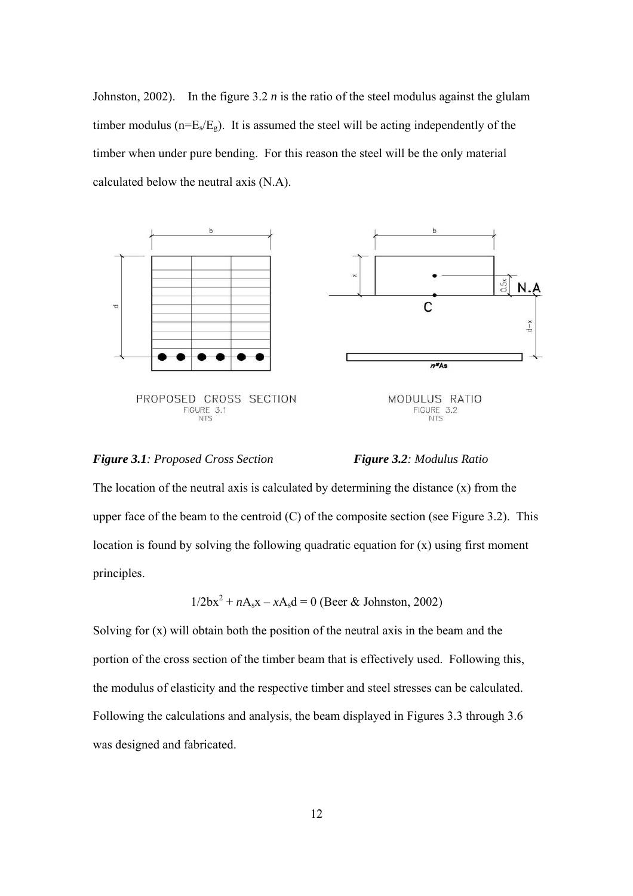Johnston, 2002). In the figure 3.2 $n$ is the ratio of the steel modulus against the glulam timber modulus ($n=E_s/E_g$). It is assumed the steel will be acting independently of the timber when under pure bending. For this reason the steel will be the only material calculated below the neutral axis (N.A).

PROPOSED CROSS SECTION
FIGURE 3.1
NTS

MODULUS RATIO
FIGURE 3.2
NTS

***Figure 3.1**: Proposed Cross Section* ***Figure 3.2**: Modulus Ratio*

The location of the neutral axis is calculated by determining the distance (x) from the upper face of the beam to the centroid (C) of the composite section (see Figure 3.2). This location is found by solving the following quadratic equation for (x) using first moment principles.

$$1/2bx^2 + nA_sx - xA_sd = 0 \text{ (Beer \& Johnston, 2002)}$$

Solving for (x) will obtain both the position of the neutral axis in the beam and the portion of the cross section of the timber beam that is effectively used. Following this, the modulus of elasticity and the respective timber and steel stresses can be calculated. Following the calculations and analysis, the beam displayed in Figures 3.3 through 3.6 was designed and fabricated.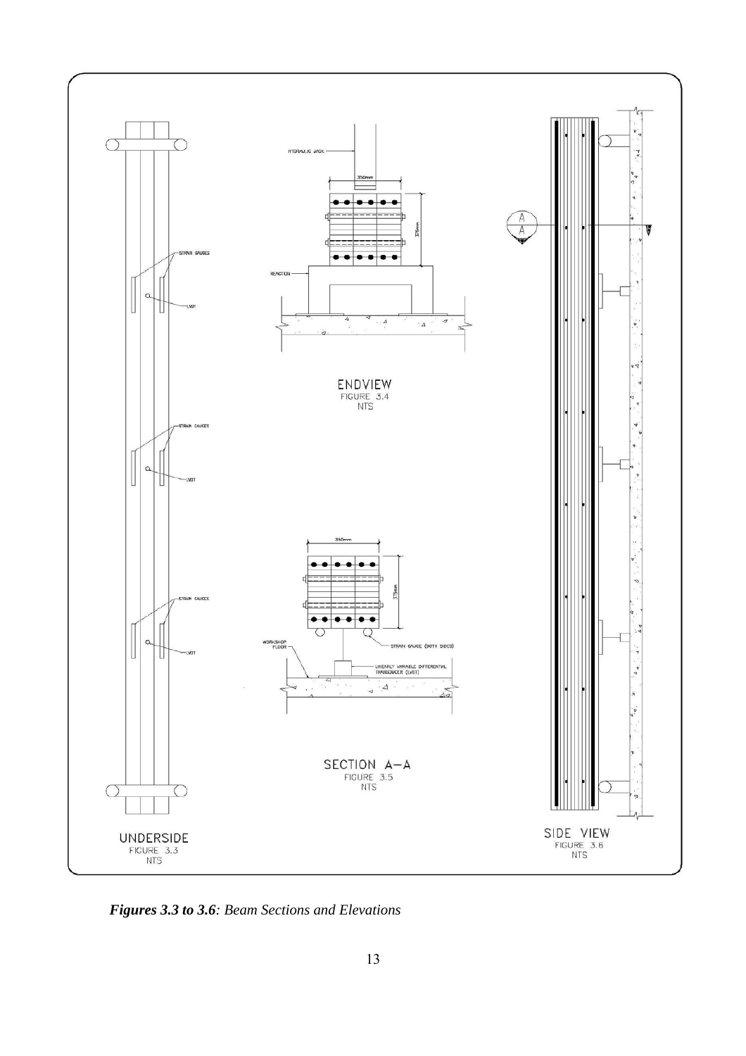HYDRAULIC JACK

350mm

375mm

REACTION

ENDVIEW
FIGURE 3.4
NTS

STRAIN GAUGES

LVDT

STRAIN GAUGES

LVDT

STRAIN GAUGES

LVDT

350mm

375mm

WORKSHOP FLOOR

STRAIN GAUGE (BOTH SIDES)

LINEARLY VARIABLE DIFFERENTIAL TRANSDUCER (LVDT)

SECTION A—A
FIGURE 3.5
NTS

UNDERSIDE
FIGURE 3.3
NTS

SIDE VIEW
FIGURE 3.6
NTS

***Figures 3.3 to 3.6**: Beam Sections and Elevations*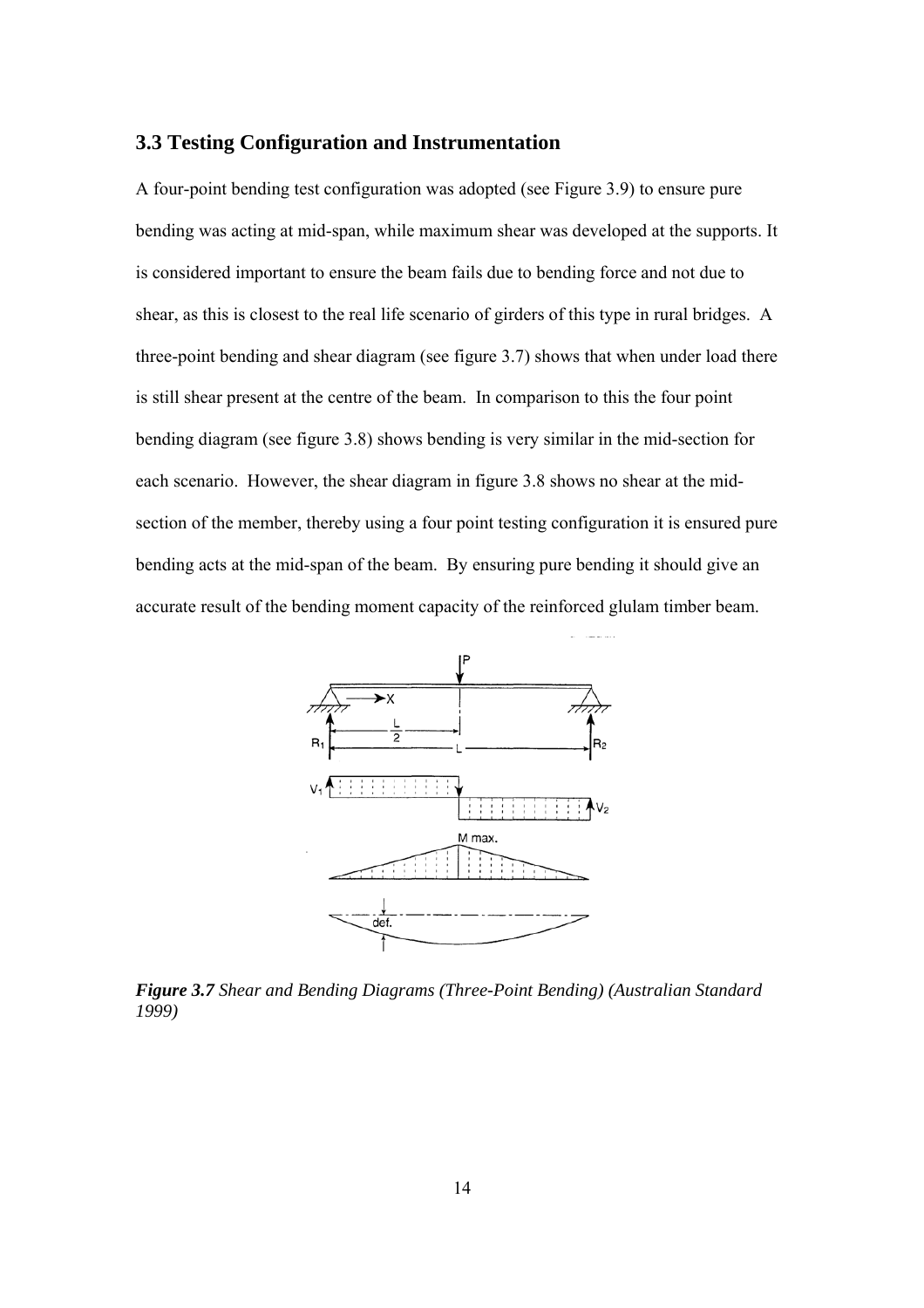### 3.3 Testing Configuration and Instrumentation

A four-point bending test configuration was adopted (see Figure 3.9) to ensure pure bending was acting at mid-span, while maximum shear was developed at the supports. It is considered important to ensure the beam fails due to bending force and not due to shear, as this is closest to the real life scenario of girders of this type in rural bridges. A three-point bending and shear diagram (see figure 3.7) shows that when under load there is still shear present at the centre of the beam. In comparison to this the four point bending diagram (see figure 3.8) shows bending is very similar in the mid-section for each scenario. However, the shear diagram in figure 3.8 shows no shear at the mid-section of the member, thereby using a four point testing configuration it is ensured pure bending acts at the mid-span of the beam. By ensuring pure bending it should give an accurate result of the bending moment capacity of the reinforced glulam timber beam.

***Figure 3.7*** *Shear and Bending Diagrams (Three-Point Bending) (Australian Standard 1999)*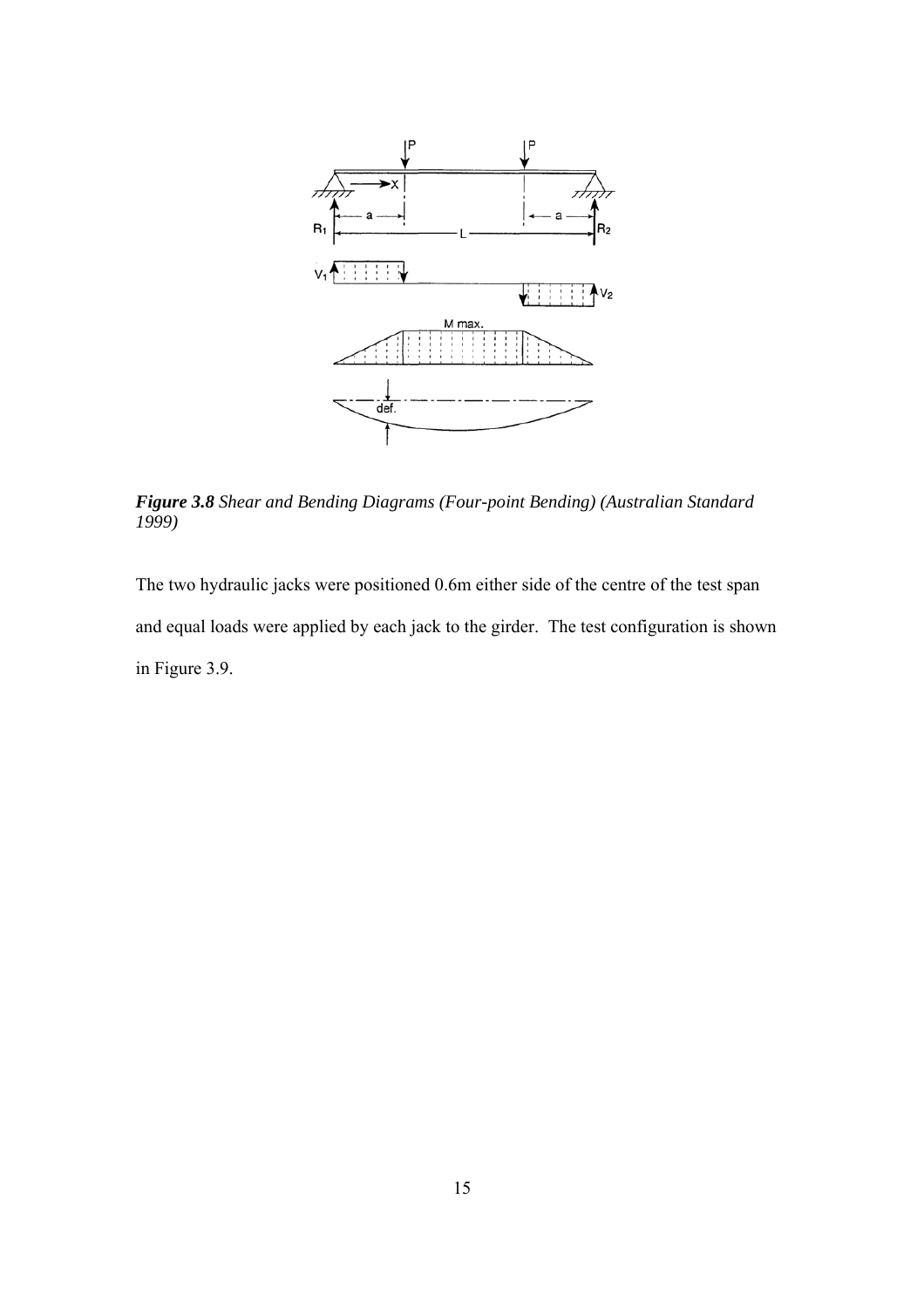*Figure 3.8* *Shear and Bending Diagrams (Four-point Bending) (Australian Standard 1999)*

The two hydraulic jacks were positioned 0.6m either side of the centre of the test span and equal loads were applied by each jack to the girder. The test configuration is shown in Figure 3.9.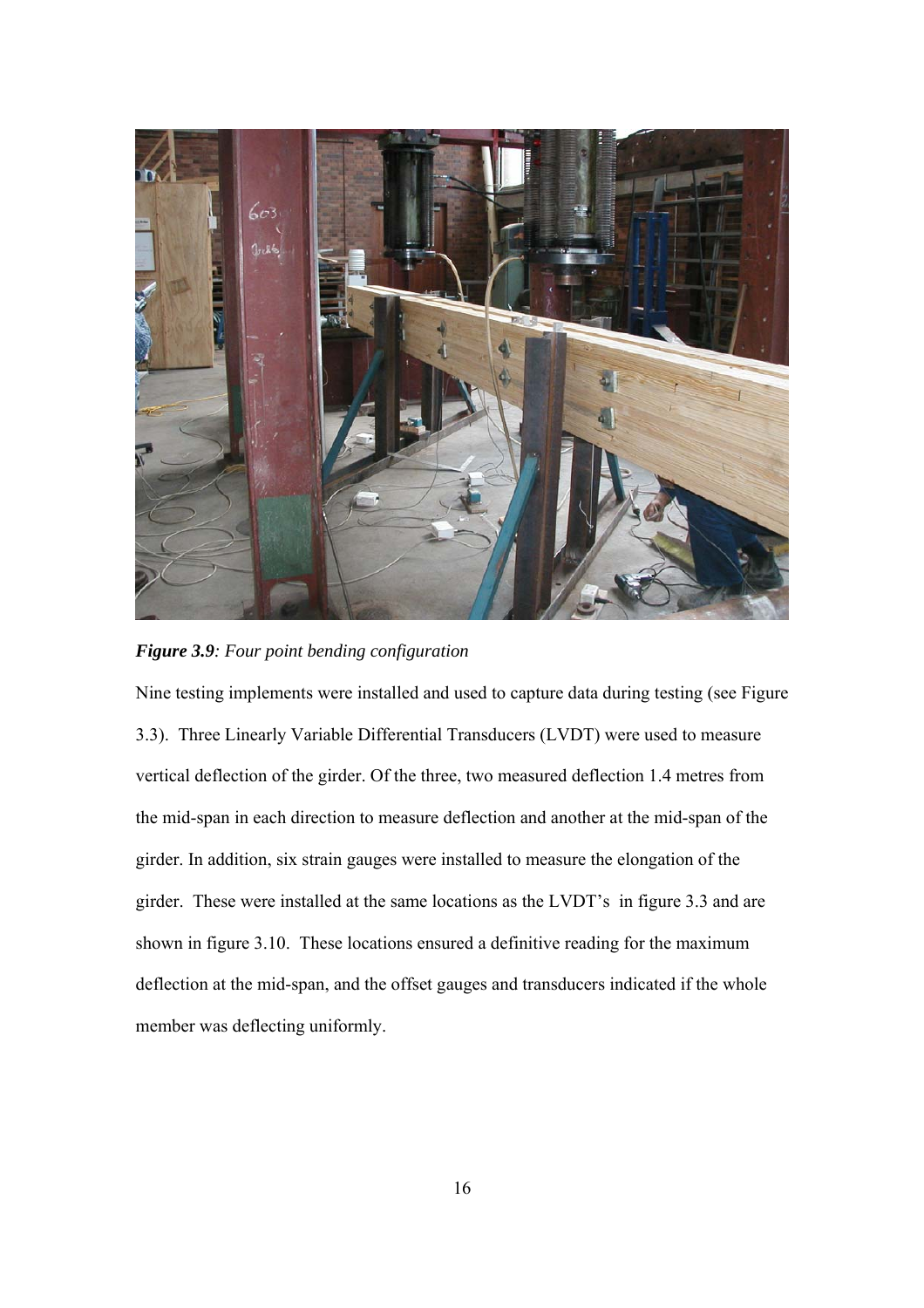***Figure 3.9**: Four point bending configuration*

Nine testing implements were installed and used to capture data during testing (see Figure 3.3). Three Linearly Variable Differential Transducers (LVDT) were used to measure vertical deflection of the girder. Of the three, two measured deflection 1.4 metres from the mid-span in each direction to measure deflection and another at the mid-span of the girder. In addition, six strain gauges were installed to measure the elongation of the girder. These were installed at the same locations as the LVDT's in figure 3.3 and are shown in figure 3.10. These locations ensured a definitive reading for the maximum deflection at the mid-span, and the offset gauges and transducers indicated if the whole member was deflecting uniformly.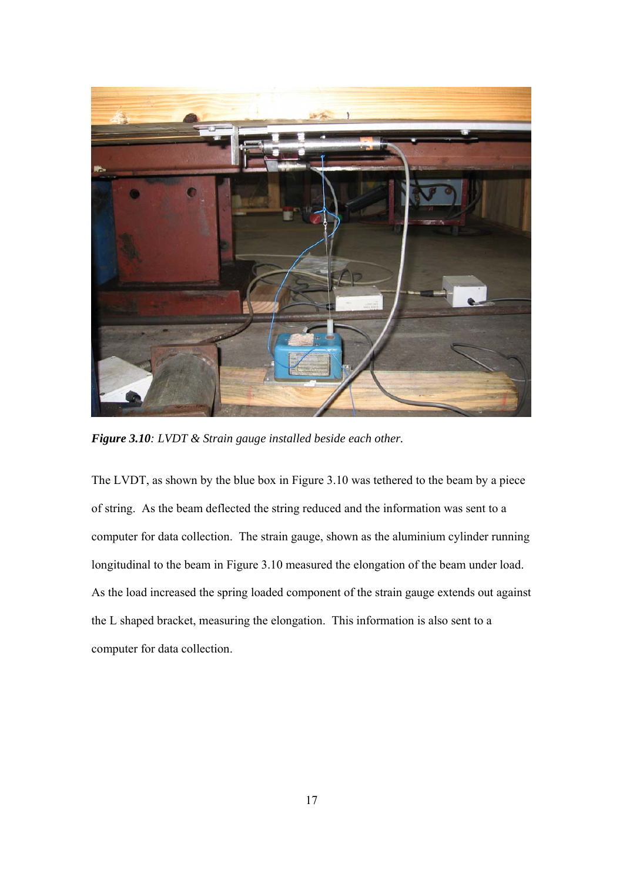***Figure 3.10**: LVDT & Strain gauge installed beside each other.*

The LVDT, as shown by the blue box in Figure 3.10 was tethered to the beam by a piece of string. As the beam deflected the string reduced and the information was sent to a computer for data collection. The strain gauge, shown as the aluminium cylinder running longitudinal to the beam in Figure 3.10 measured the elongation of the beam under load. As the load increased the spring loaded component of the strain gauge extends out against the L shaped bracket, measuring the elongation. This information is also sent to a computer for data collection.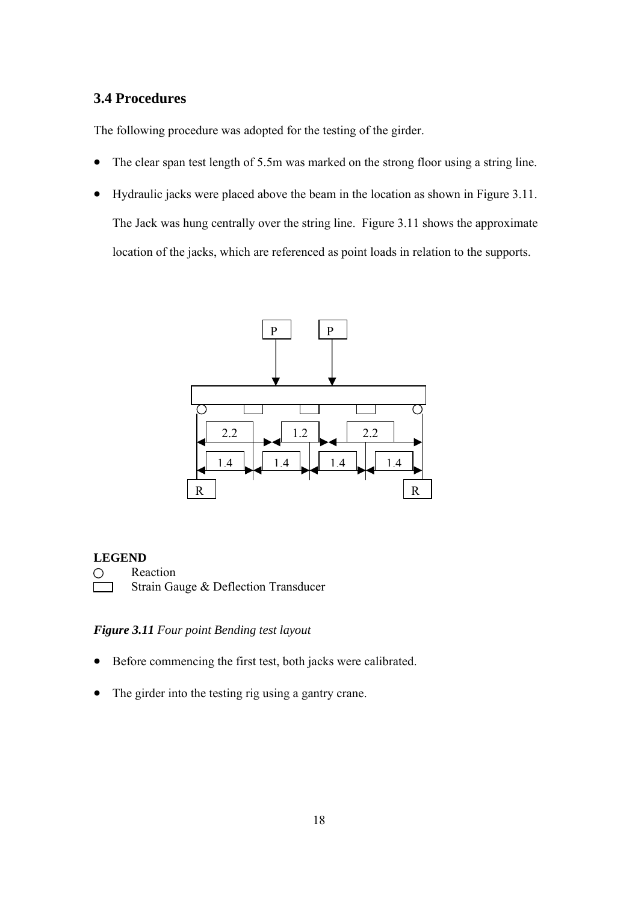## 3.4 Procedures

The following procedure was adopted for the testing of the girder.

- The clear span test length of 5.5m was marked on the strong floor using a string line.
- Hydraulic jacks were placed above the beam in the location as shown in Figure 3.11. The Jack was hung centrally over the string line. Figure 3.11 shows the approximate location of the jacks, which are referenced as point loads in relation to the supports.

P P

2.2 1.2 2.2

1.4 1.4 1.4 1.4

R R

**LEGEND**

○ Reaction

▭ Strain Gauge & Deflection Transducer

***Figure 3.11*** *Four point Bending test layout*

- Before commencing the first test, both jacks were calibrated.
- The girder into the testing rig using a gantry crane.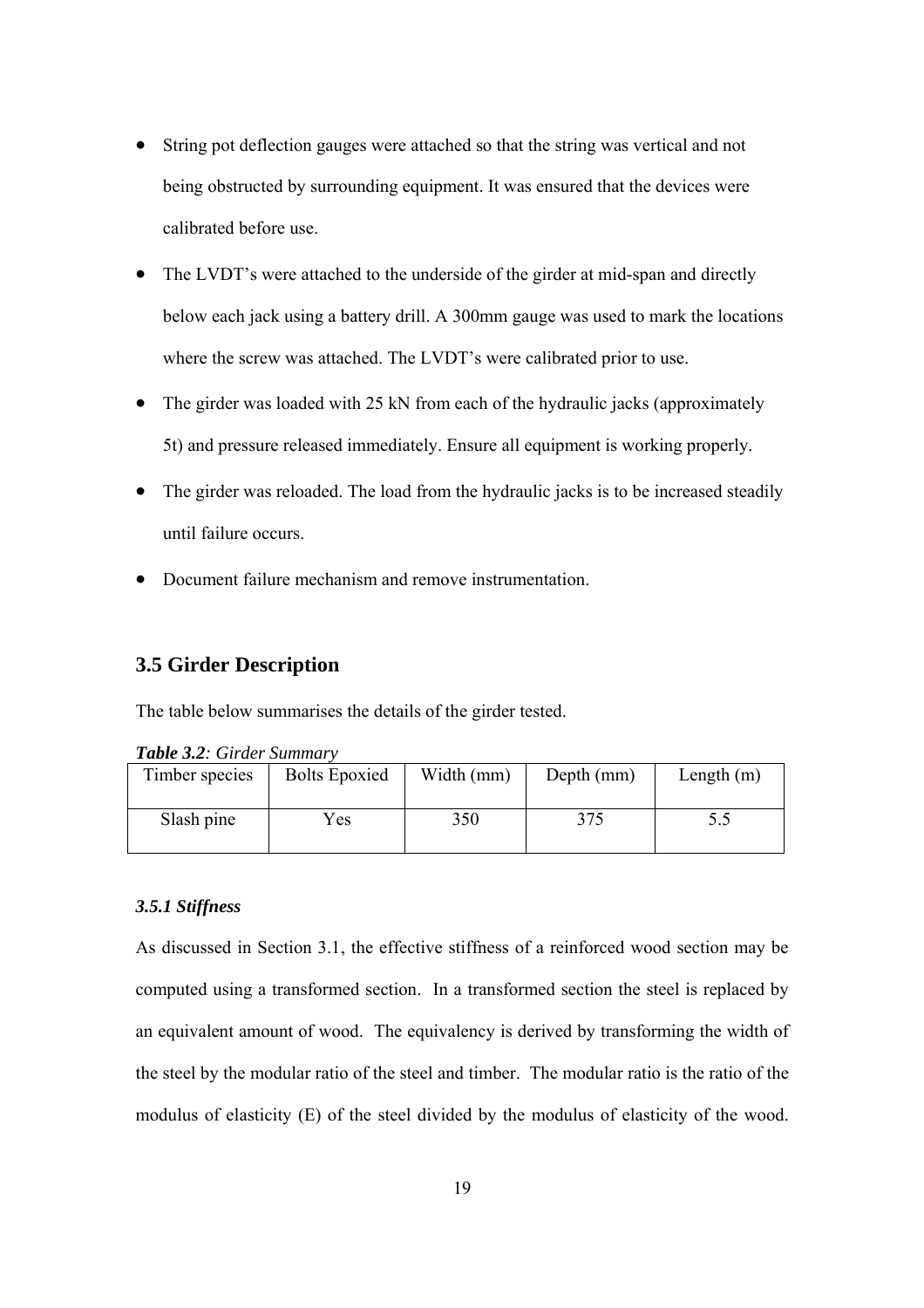- String pot deflection gauges were attached so that the string was vertical and not being obstructed by surrounding equipment. It was ensured that the devices were calibrated before use.
- The LVDT's were attached to the underside of the girder at mid-span and directly below each jack using a battery drill. A 300mm gauge was used to mark the locations where the screw was attached. The LVDT's were calibrated prior to use.
- The girder was loaded with 25 kN from each of the hydraulic jacks (approximately 5t) and pressure released immediately. Ensure all equipment is working properly.
- The girder was reloaded. The load from the hydraulic jacks is to be increased steadily until failure occurs.
- Document failure mechanism and remove instrumentation.

## 3.5 Girder Description

The table below summarises the details of the girder tested.

***Table 3.2****: Girder Summary*

| Timber species | Bolts Epoxied | Width (mm) | Depth (mm) | Length (m) |
|---|---|---|---|---|
| Slash pine | Yes | 350 | 375 | 5.5 |

### *3.5.1 Stiffness*

As discussed in Section 3.1, the effective stiffness of a reinforced wood section may be computed using a transformed section. In a transformed section the steel is replaced by an equivalent amount of wood. The equivalency is derived by transforming the width of the steel by the modular ratio of the steel and timber. The modular ratio is the ratio of the modulus of elasticity (E) of the steel divided by the modulus of elasticity of the wood.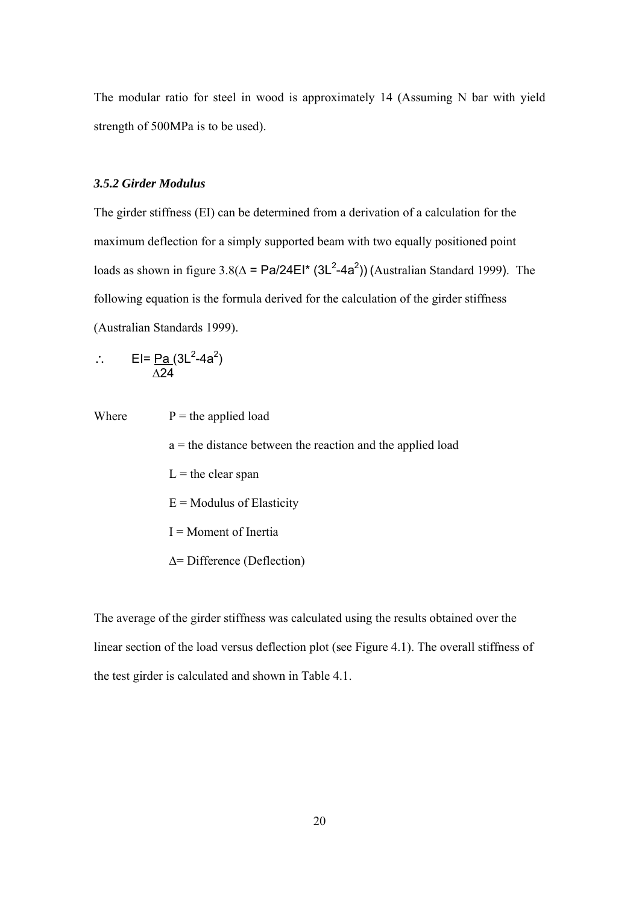The modular ratio for steel in wood is approximately 14 (Assuming N bar with yield strength of 500MPa is to be used).

### *3.5.2 Girder Modulus*

The girder stiffness (EI) can be determined from a derivation of a calculation for the maximum deflection for a simply supported beam with two equally positioned point loads as shown in figure 3.8($\Delta$ = Pa/24EI* ($3L^2$-$4a^2$)) (Australian Standard 1999). The following equation is the formula derived for the calculation of the girder stiffness (Australian Standards 1999).

$$\therefore \quad EI = \frac{Pa}{\Delta 24}(3L^2 - 4a^2)$$

Where
- P = the applied load
- a = the distance between the reaction and the applied load
- L = the clear span
- E = Modulus of Elasticity
- I = Moment of Inertia
- $\Delta$= Difference (Deflection)

The average of the girder stiffness was calculated using the results obtained over the linear section of the load versus deflection plot (see Figure 4.1). The overall stiffness of the test girder is calculated and shown in Table 4.1.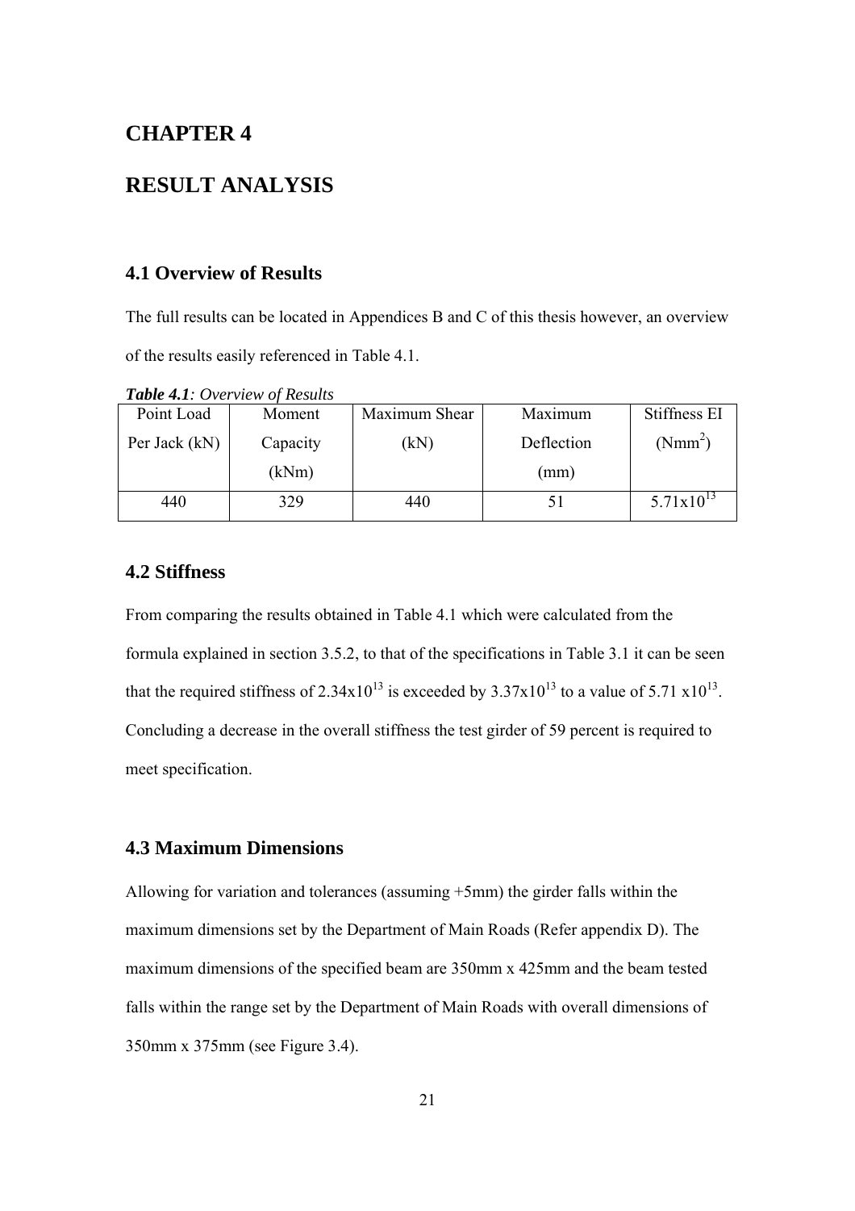# CHAPTER 4

# RESULT ANALYSIS

## 4.1 Overview of Results

The full results can be located in Appendices B and C of this thesis however, an overview of the results easily referenced in Table 4.1.

***Table 4.1**: Overview of Results*

| Point Load Per Jack (kN) | Moment Capacity (kNm) | Maximum Shear (kN) | Maximum Deflection (mm) | Stiffness EI ($Nmm^2$) |
|---|---|---|---|---|
| 440 | 329 | 440 | 51 | $5.71 x 10^{13}$ |

## 4.2 Stiffness

From comparing the results obtained in Table 4.1 which were calculated from the formula explained in section 3.5.2, to that of the specifications in Table 3.1 it can be seen that the required stiffness of $2.34 x 10^{13}$ is exceeded by $3.37 x 10^{13}$ to a value of $5.71 x 10^{13}$. Concluding a decrease in the overall stiffness the test girder of 59 percent is required to meet specification.

## 4.3 Maximum Dimensions

Allowing for variation and tolerances (assuming +5mm) the girder falls within the maximum dimensions set by the Department of Main Roads (Refer appendix D). The maximum dimensions of the specified beam are 350mm x 425mm and the beam tested falls within the range set by the Department of Main Roads with overall dimensions of 350mm x 375mm (see Figure 3.4).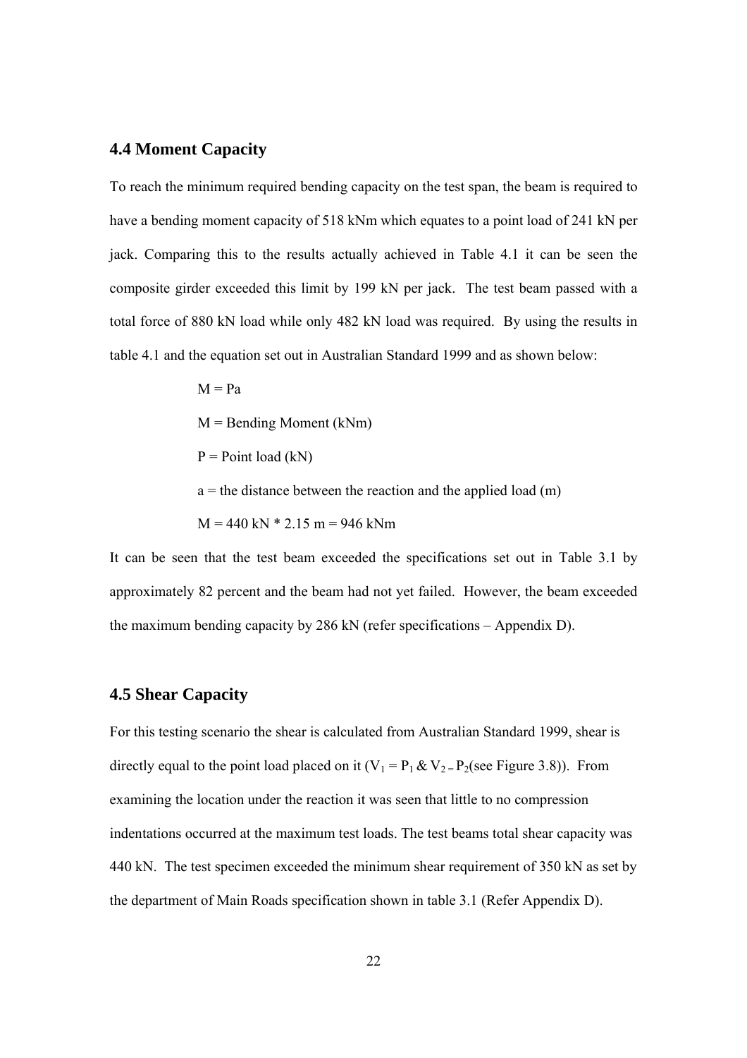## 4.4 Moment Capacity

To reach the minimum required bending capacity on the test span, the beam is required to have a bending moment capacity of 518 kNm which equates to a point load of 241 kN per jack. Comparing this to the results actually achieved in Table 4.1 it can be seen the composite girder exceeded this limit by 199 kN per jack. The test beam passed with a total force of 880 kN load while only 482 kN load was required. By using the results in table 4.1 and the equation set out in Australian Standard 1999 and as shown below:

$M = Pa$

$M$ = Bending Moment (kNm)

$P$ = Point load (kN)

$a$ = the distance between the reaction and the applied load (m)

$M = 440 \text{ kN} * 2.15 \text{ m} = 946 \text{ kNm}$

It can be seen that the test beam exceeded the specifications set out in Table 3.1 by approximately 82 percent and the beam had not yet failed. However, the beam exceeded the maximum bending capacity by 286 kN (refer specifications – Appendix D).

## 4.5 Shear Capacity

For this testing scenario the shear is calculated from Australian Standard 1999, shear is directly equal to the point load placed on it ($V_1 = P_1$ & $V_2 = P_2$(see Figure 3.8)). From examining the location under the reaction it was seen that little to no compression indentations occurred at the maximum test loads. The test beams total shear capacity was 440 kN. The test specimen exceeded the minimum shear requirement of 350 kN as set by the department of Main Roads specification shown in table 3.1 (Refer Appendix D).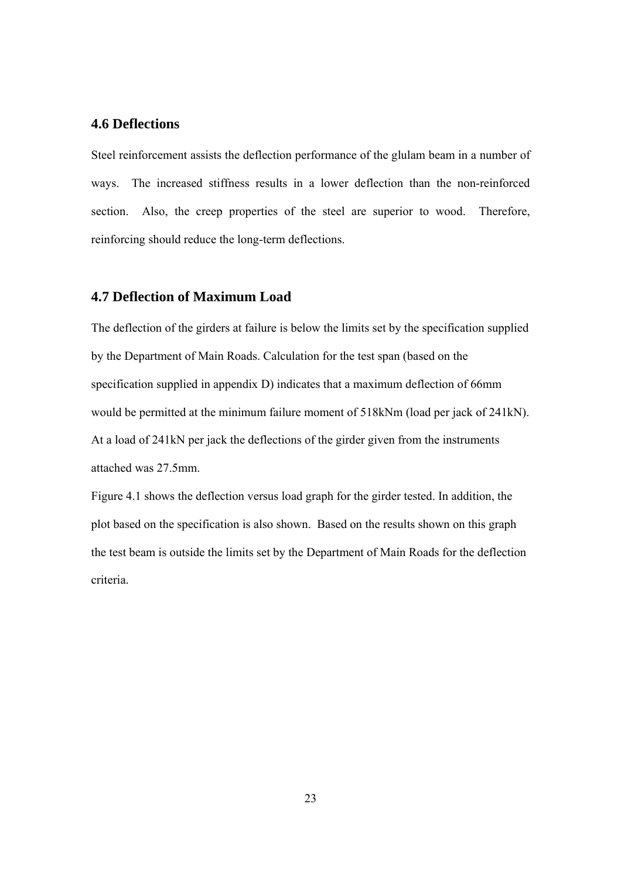## 4.6 Deflections

Steel reinforcement assists the deflection performance of the glulam beam in a number of ways. The increased stiffness results in a lower deflection than the non-reinforced section. Also, the creep properties of the steel are superior to wood. Therefore, reinforcing should reduce the long-term deflections.

## 4.7 Deflection of Maximum Load

The deflection of the girders at failure is below the limits set by the specification supplied by the Department of Main Roads. Calculation for the test span (based on the specification supplied in appendix D) indicates that a maximum deflection of 66mm would be permitted at the minimum failure moment of 518kNm (load per jack of 241kN). At a load of 241kN per jack the deflections of the girder given from the instruments attached was 27.5mm.

Figure 4.1 shows the deflection versus load graph for the girder tested. In addition, the plot based on the specification is also shown. Based on the results shown on this graph the test beam is outside the limits set by the Department of Main Roads for the deflection criteria.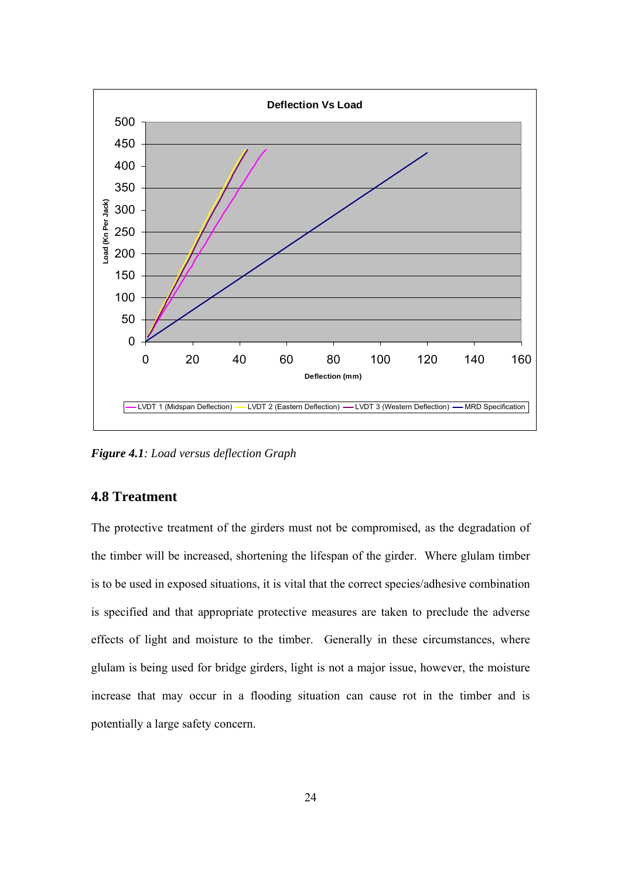*Figure 4.1: Load versus deflection Graph*

## 4.8 Treatment

The protective treatment of the girders must not be compromised, as the degradation of the timber will be increased, shortening the lifespan of the girder. Where glulam timber is to be used in exposed situations, it is vital that the correct species/adhesive combination is specified and that appropriate protective measures are taken to preclude the adverse effects of light and moisture to the timber. Generally in these circumstances, where glulam is being used for bridge girders, light is not a major issue, however, the moisture increase that may occur in a flooding situation can cause rot in the timber and is potentially a large safety concern.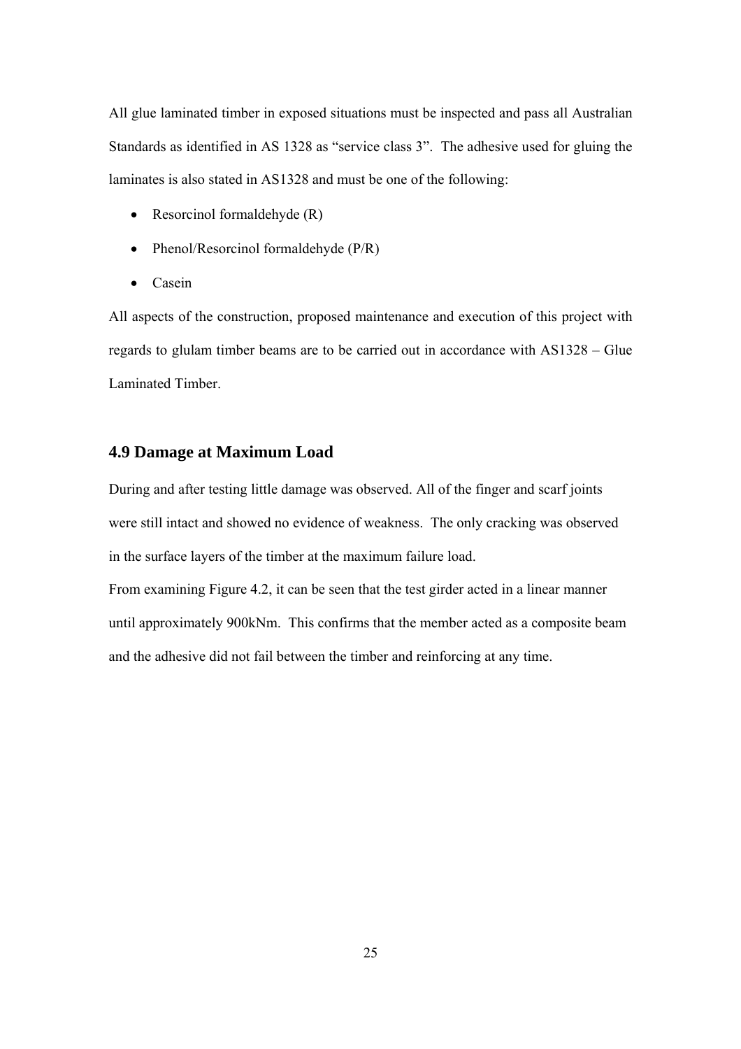All glue laminated timber in exposed situations must be inspected and pass all Australian Standards as identified in AS 1328 as "service class 3". The adhesive used for gluing the laminates is also stated in AS1328 and must be one of the following:

- Resorcinol formaldehyde (R)
- Phenol/Resorcinol formaldehyde (P/R)
- Casein

All aspects of the construction, proposed maintenance and execution of this project with regards to glulam timber beams are to be carried out in accordance with AS1328 – Glue Laminated Timber.

## 4.9 Damage at Maximum Load

During and after testing little damage was observed. All of the finger and scarf joints were still intact and showed no evidence of weakness. The only cracking was observed in the surface layers of the timber at the maximum failure load.

From examining Figure 4.2, it can be seen that the test girder acted in a linear manner until approximately 900kNm. This confirms that the member acted as a composite beam and the adhesive did not fail between the timber and reinforcing at any time.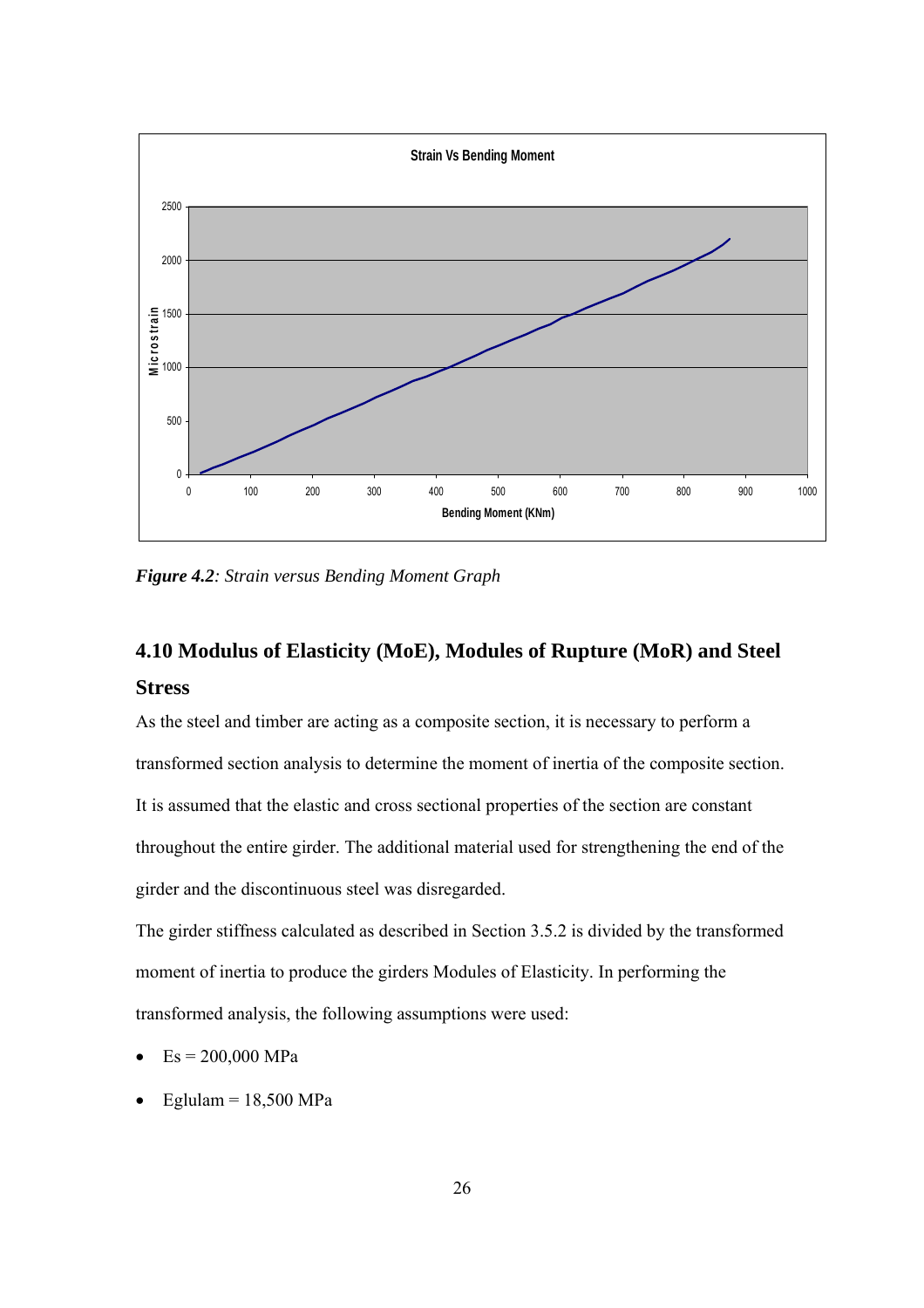*Figure 4.2*: *Strain versus Bending Moment Graph*

## 4.10 Modulus of Elasticity (MoE), Modules of Rupture (MoR) and Steel Stress

As the steel and timber are acting as a composite section, it is necessary to perform a transformed section analysis to determine the moment of inertia of the composite section. It is assumed that the elastic and cross sectional properties of the section are constant throughout the entire girder. The additional material used for strengthening the end of the girder and the discontinuous steel was disregarded.

The girder stiffness calculated as described in Section 3.5.2 is divided by the transformed moment of inertia to produce the girders Modules of Elasticity. In performing the transformed analysis, the following assumptions were used:

- Es = 200,000 MPa
- Eglulam = 18,500 MPa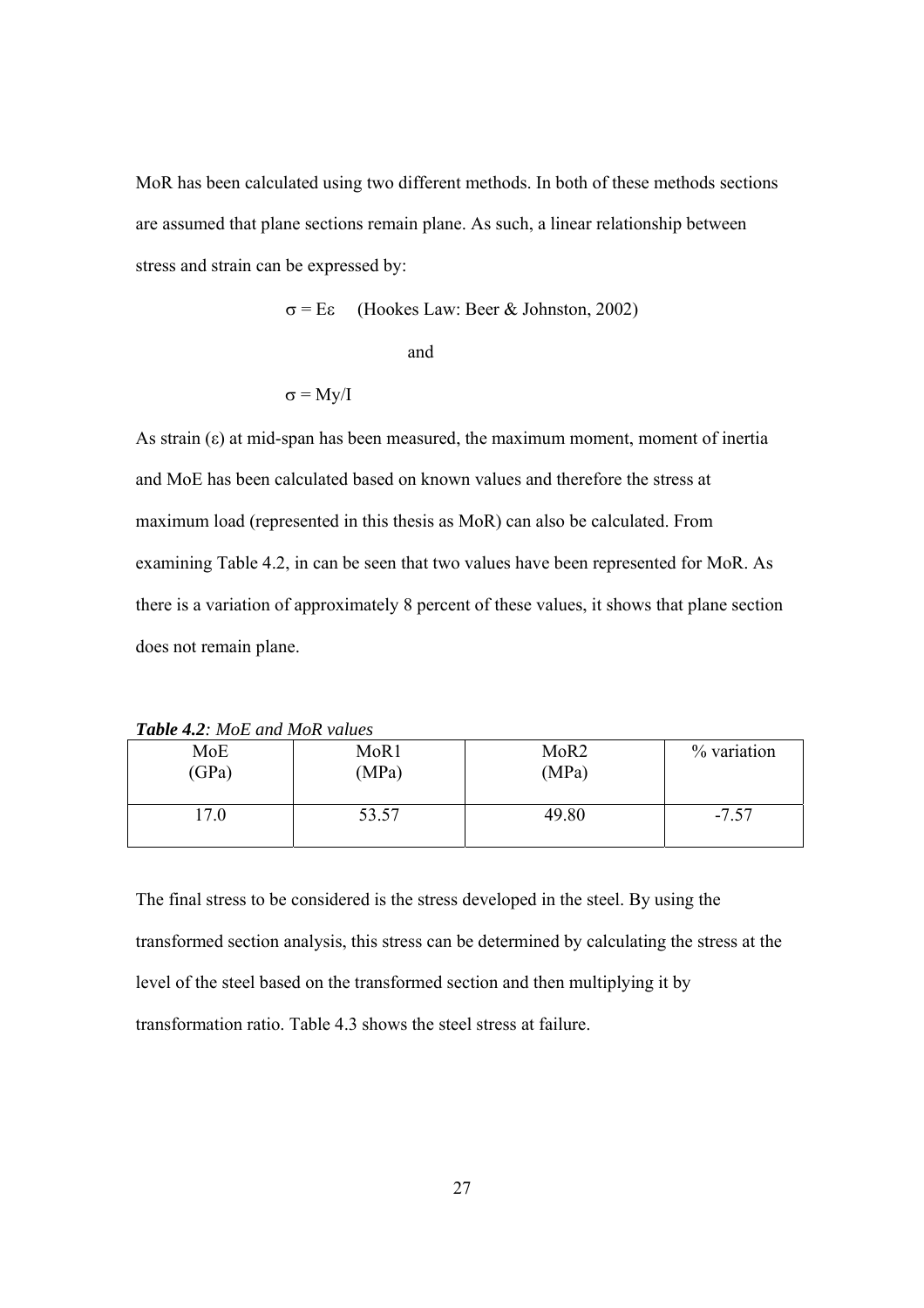MoR has been calculated using two different methods. In both of these methods sections are assumed that plane sections remain plane. As such, a linear relationship between stress and strain can be expressed by:

$$\sigma = E\varepsilon \quad \text{(Hookes Law: Beer \& Johnston, 2002)}$$

and

$$\sigma = My/I$$

As strain ($\varepsilon$) at mid-span has been measured, the maximum moment, moment of inertia and MoE has been calculated based on known values and therefore the stress at maximum load (represented in this thesis as MoR) can also be calculated. From examining Table 4.2, in can be seen that two values have been represented for MoR. As there is a variation of approximately 8 percent of these values, it shows that plane section does not remain plane.

***Table 4.2**: MoE and MoR values*

| MoE (GPa) | MoR1 (MPa) | MoR2 (MPa) | % variation |
|---|---|---|---|
| 17.0 | 53.57 | 49.80 | -7.57 |

The final stress to be considered is the stress developed in the steel. By using the transformed section analysis, this stress can be determined by calculating the stress at the level of the steel based on the transformed section and then multiplying it by transformation ratio. Table 4.3 shows the steel stress at failure.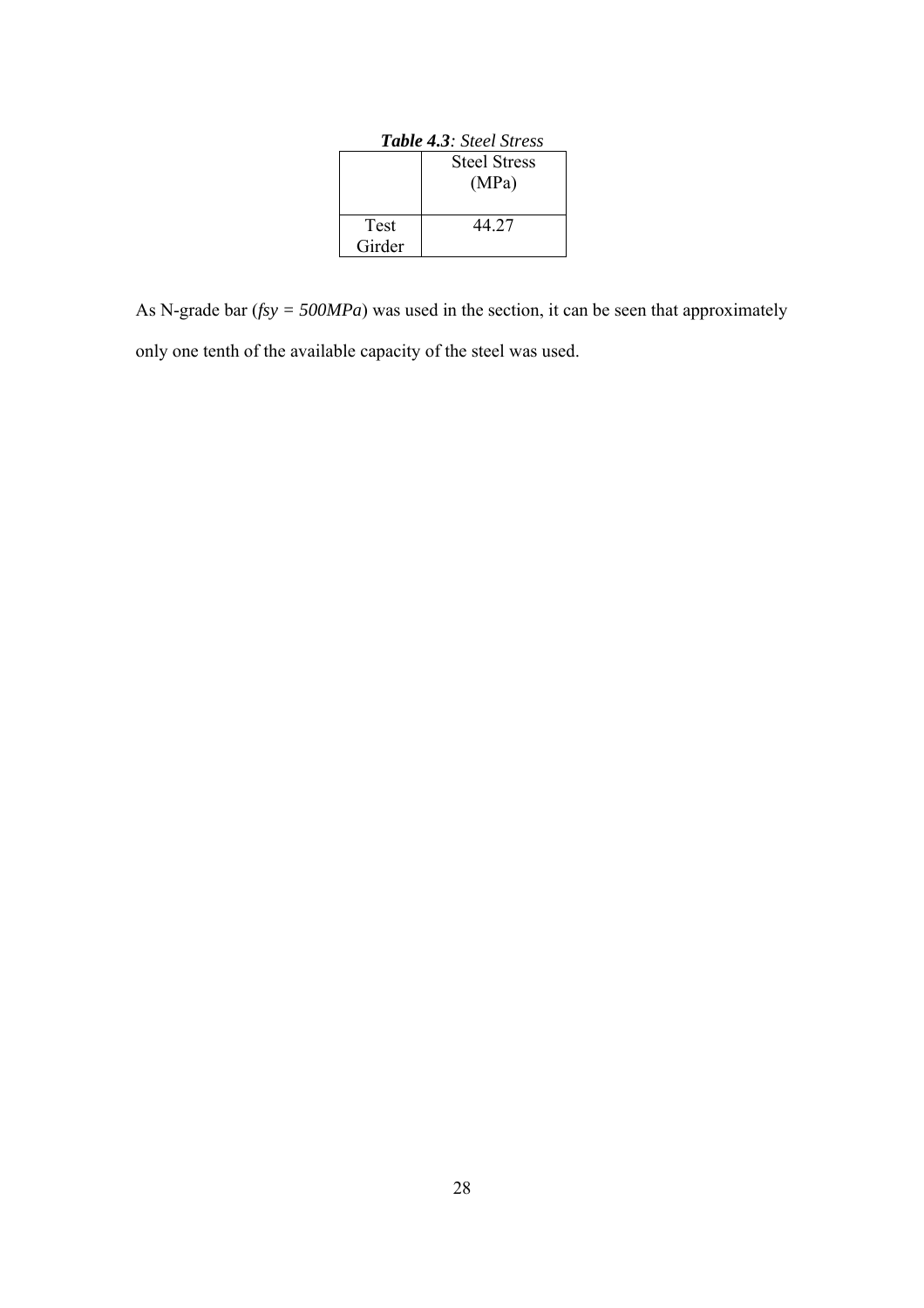***Table 4.3**: Steel Stress*

| | Steel Stress (MPa) |
|---|---|
| Test Girder | 44.27 |

As N-grade bar (*fsy = 500MPa*) was used in the section, it can be seen that approximately only one tenth of the available capacity of the steel was used.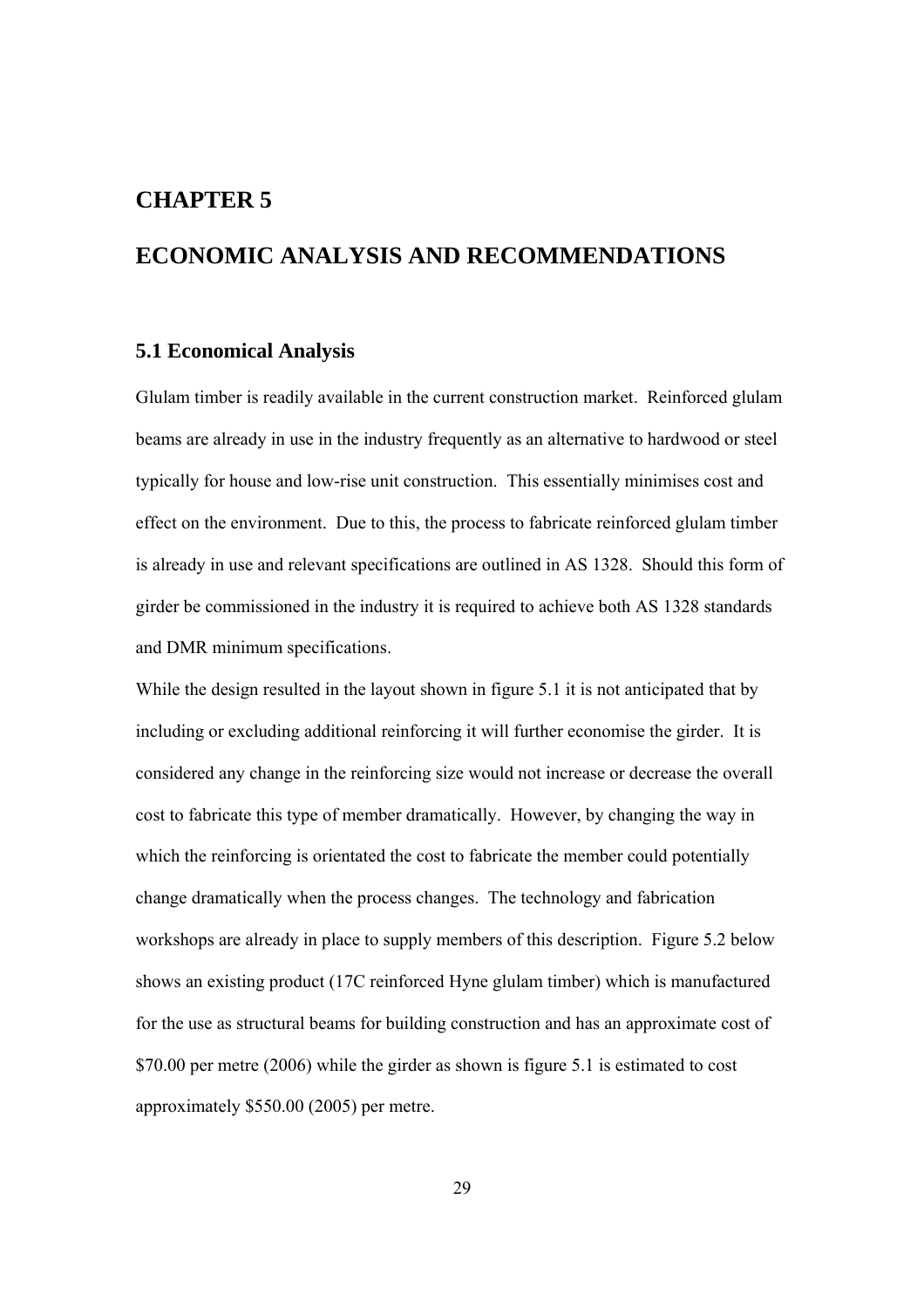# CHAPTER 5

# ECONOMIC ANALYSIS AND RECOMMENDATIONS

## 5.1 Economical Analysis

Glulam timber is readily available in the current construction market. Reinforced glulam beams are already in use in the industry frequently as an alternative to hardwood or steel typically for house and low-rise unit construction. This essentially minimises cost and effect on the environment. Due to this, the process to fabricate reinforced glulam timber is already in use and relevant specifications are outlined in AS 1328. Should this form of girder be commissioned in the industry it is required to achieve both AS 1328 standards and DMR minimum specifications.

While the design resulted in the layout shown in figure 5.1 it is not anticipated that by including or excluding additional reinforcing it will further economise the girder. It is considered any change in the reinforcing size would not increase or decrease the overall cost to fabricate this type of member dramatically. However, by changing the way in which the reinforcing is orientated the cost to fabricate the member could potentially change dramatically when the process changes. The technology and fabrication workshops are already in place to supply members of this description. Figure 5.2 below shows an existing product (17C reinforced Hyne glulam timber) which is manufactured for the use as structural beams for building construction and has an approximate cost of \$70.00 per metre (2006) while the girder as shown is figure 5.1 is estimated to cost approximately \$550.00 (2005) per metre.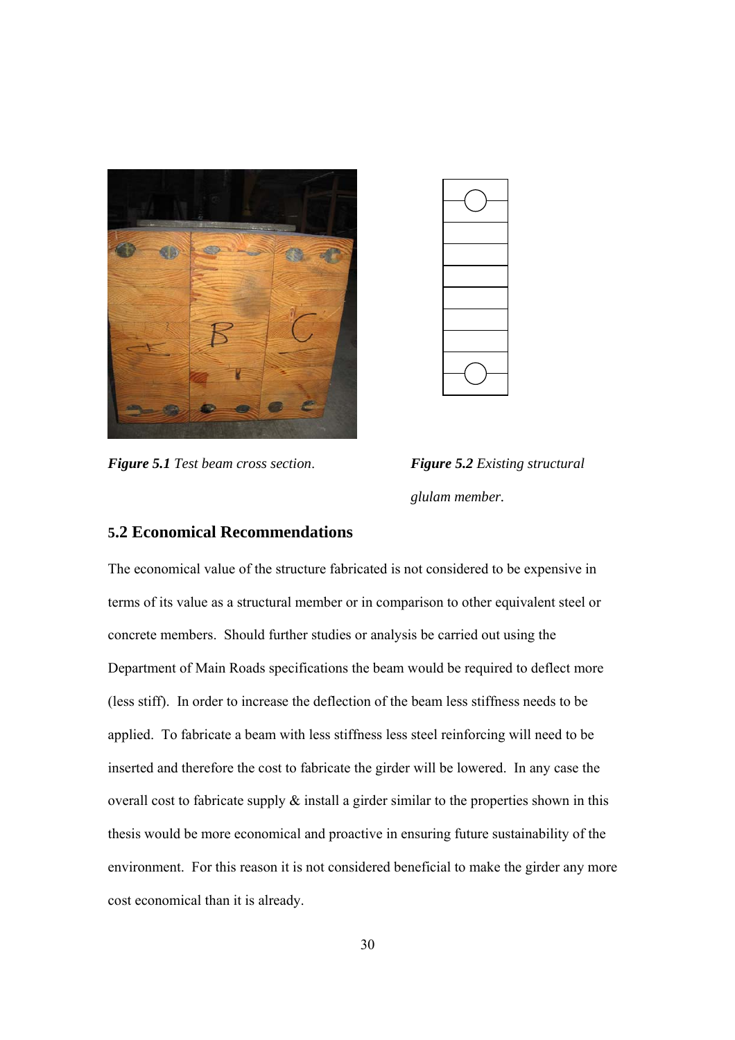*Figure 5.1* *Test beam cross section.*

*Figure 5.2* *Existing structural glulam member.*

## 5.2 Economical Recommendations

The economical value of the structure fabricated is not considered to be expensive in terms of its value as a structural member or in comparison to other equivalent steel or concrete members. Should further studies or analysis be carried out using the Department of Main Roads specifications the beam would be required to deflect more (less stiff). In order to increase the deflection of the beam less stiffness needs to be applied. To fabricate a beam with less stiffness less steel reinforcing will need to be inserted and therefore the cost to fabricate the girder will be lowered. In any case the overall cost to fabricate supply & install a girder similar to the properties shown in this thesis would be more economical and proactive in ensuring future sustainability of the environment. For this reason it is not considered beneficial to make the girder any more cost economical than it is already.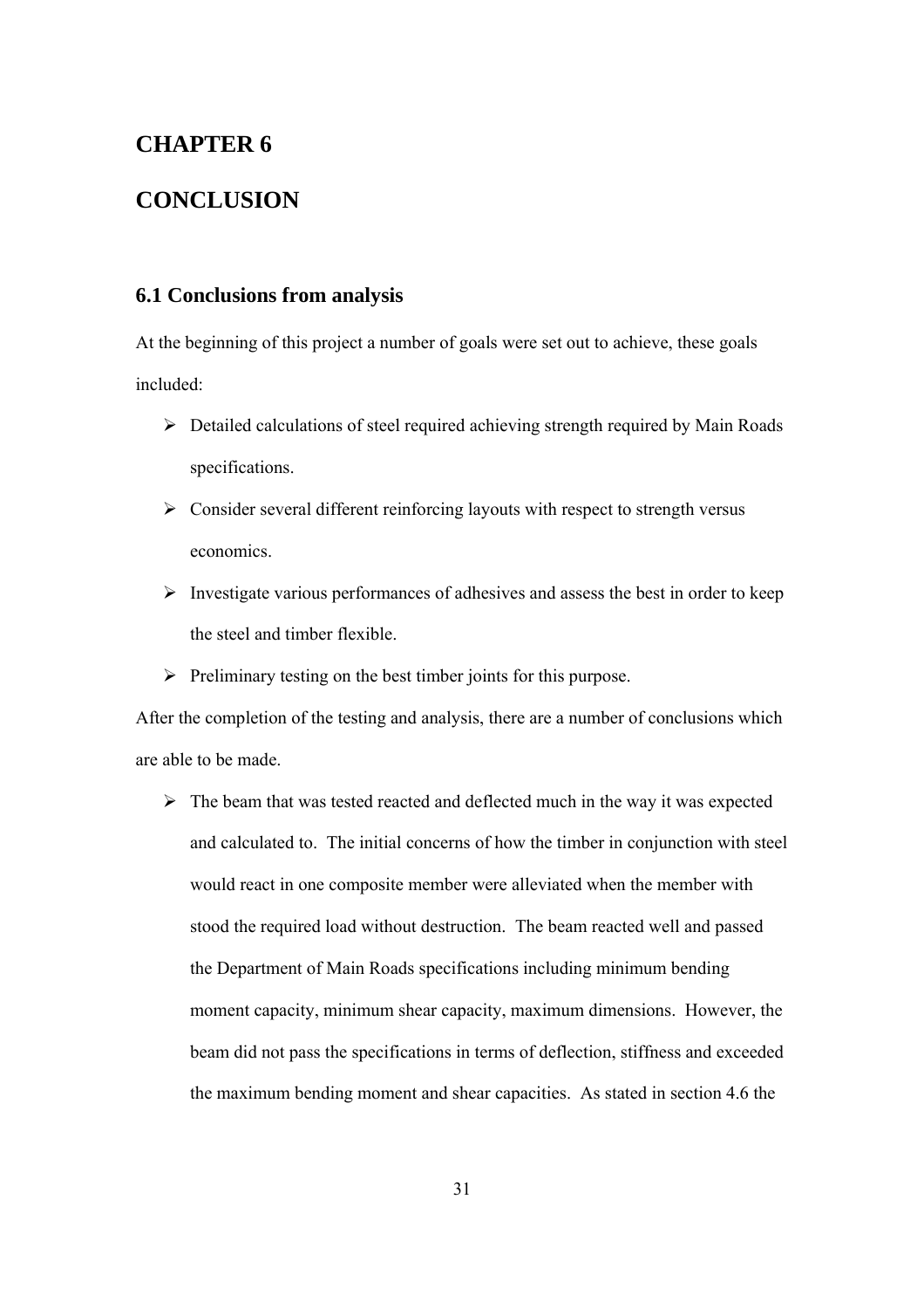# CHAPTER 6

# CONCLUSION

## 6.1 Conclusions from analysis

At the beginning of this project a number of goals were set out to achieve, these goals included:

- Detailed calculations of steel required achieving strength required by Main Roads specifications.
- Consider several different reinforcing layouts with respect to strength versus economics.
- Investigate various performances of adhesives and assess the best in order to keep the steel and timber flexible.
- Preliminary testing on the best timber joints for this purpose.

After the completion of the testing and analysis, there are a number of conclusions which are able to be made.

- The beam that was tested reacted and deflected much in the way it was expected and calculated to. The initial concerns of how the timber in conjunction with steel would react in one composite member were alleviated when the member with stood the required load without destruction. The beam reacted well and passed the Department of Main Roads specifications including minimum bending moment capacity, minimum shear capacity, maximum dimensions. However, the beam did not pass the specifications in terms of deflection, stiffness and exceeded the maximum bending moment and shear capacities. As stated in section 4.6 the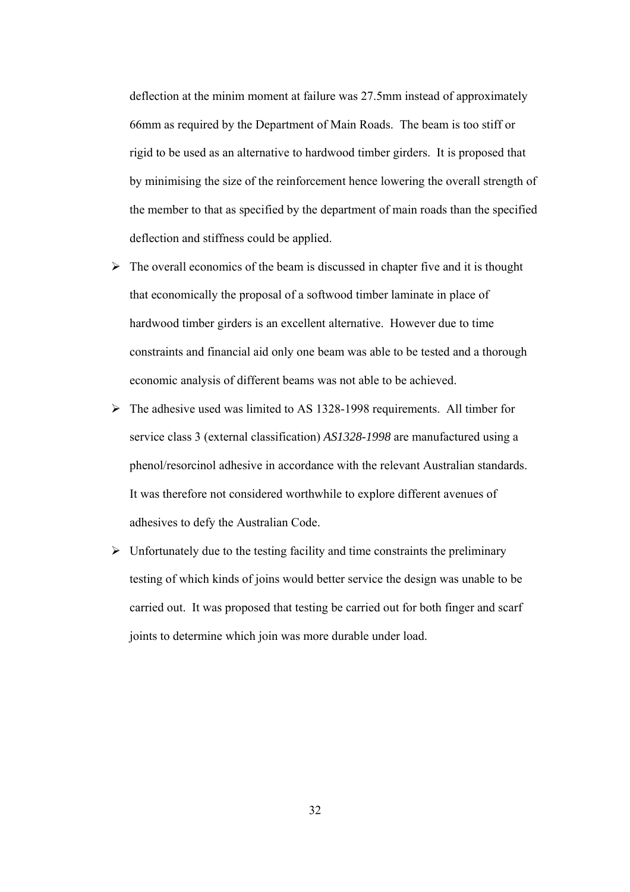deflection at the minim moment at failure was 27.5mm instead of approximately 66mm as required by the Department of Main Roads. The beam is too stiff or rigid to be used as an alternative to hardwood timber girders. It is proposed that by minimising the size of the reinforcement hence lowering the overall strength of the member to that as specified by the department of main roads than the specified deflection and stiffness could be applied.

- The overall economics of the beam is discussed in chapter five and it is thought that economically the proposal of a softwood timber laminate in place of hardwood timber girders is an excellent alternative. However due to time constraints and financial aid only one beam was able to be tested and a thorough economic analysis of different beams was not able to be achieved.
- The adhesive used was limited to AS 1328-1998 requirements. All timber for service class 3 (external classification) *AS1328-1998* are manufactured using a phenol/resorcinol adhesive in accordance with the relevant Australian standards. It was therefore not considered worthwhile to explore different avenues of adhesives to defy the Australian Code.
- Unfortunately due to the testing facility and time constraints the preliminary testing of which kinds of joins would better service the design was unable to be carried out. It was proposed that testing be carried out for both finger and scarf joints to determine which join was more durable under load.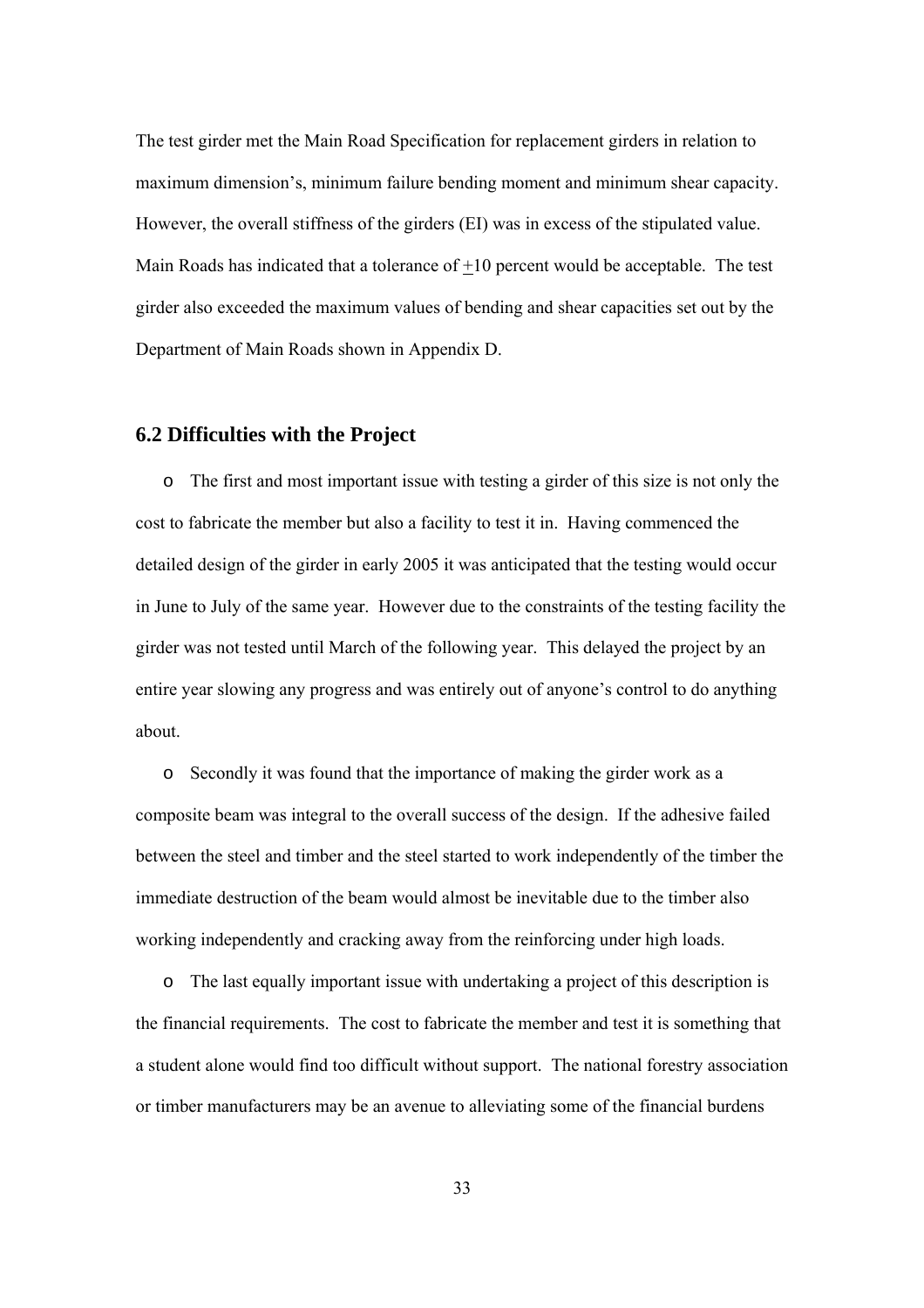The test girder met the Main Road Specification for replacement girders in relation to maximum dimension's, minimum failure bending moment and minimum shear capacity. However, the overall stiffness of the girders (EI) was in excess of the stipulated value. Main Roads has indicated that a tolerance of $\pm$10 percent would be acceptable. The test girder also exceeded the maximum values of bending and shear capacities set out by the Department of Main Roads shown in Appendix D.

## 6.2 Difficulties with the Project

- The first and most important issue with testing a girder of this size is not only the cost to fabricate the member but also a facility to test it in. Having commenced the detailed design of the girder in early 2005 it was anticipated that the testing would occur in June to July of the same year. However due to the constraints of the testing facility the girder was not tested until March of the following year. This delayed the project by an entire year slowing any progress and was entirely out of anyone's control to do anything about.

- Secondly it was found that the importance of making the girder work as a composite beam was integral to the overall success of the design. If the adhesive failed between the steel and timber and the steel started to work independently of the timber the immediate destruction of the beam would almost be inevitable due to the timber also working independently and cracking away from the reinforcing under high loads.

- The last equally important issue with undertaking a project of this description is the financial requirements. The cost to fabricate the member and test it is something that a student alone would find too difficult without support. The national forestry association or timber manufacturers may be an avenue to alleviating some of the financial burdens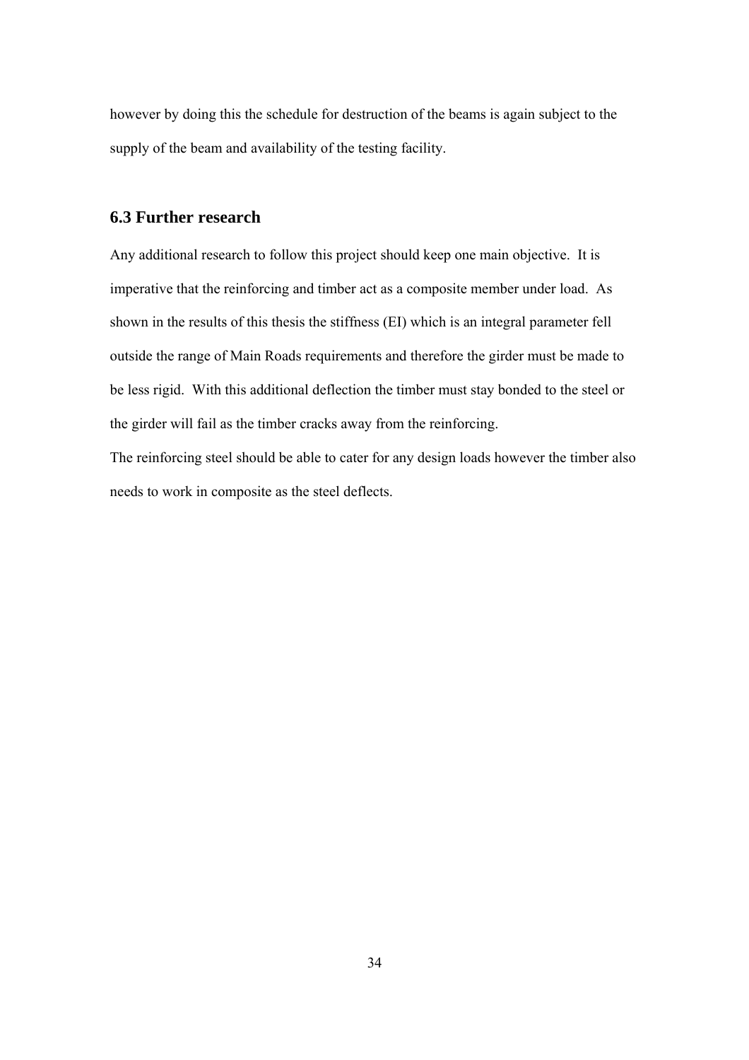however by doing this the schedule for destruction of the beams is again subject to the supply of the beam and availability of the testing facility.

## 6.3 Further research

Any additional research to follow this project should keep one main objective. It is imperative that the reinforcing and timber act as a composite member under load. As shown in the results of this thesis the stiffness (EI) which is an integral parameter fell outside the range of Main Roads requirements and therefore the girder must be made to be less rigid. With this additional deflection the timber must stay bonded to the steel or the girder will fail as the timber cracks away from the reinforcing.

The reinforcing steel should be able to cater for any design loads however the timber also needs to work in composite as the steel deflects.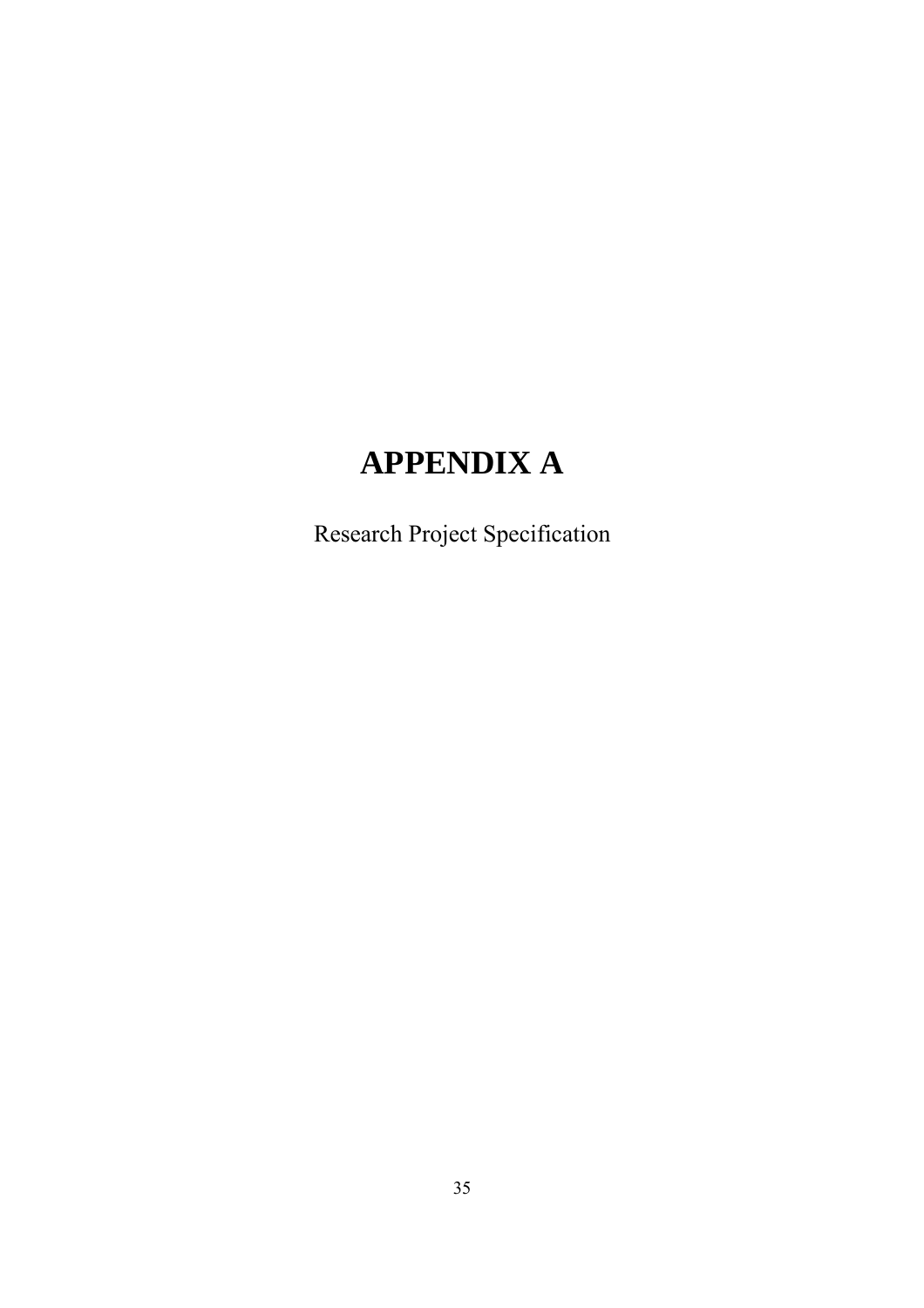# APPENDIX A

Research Project Specification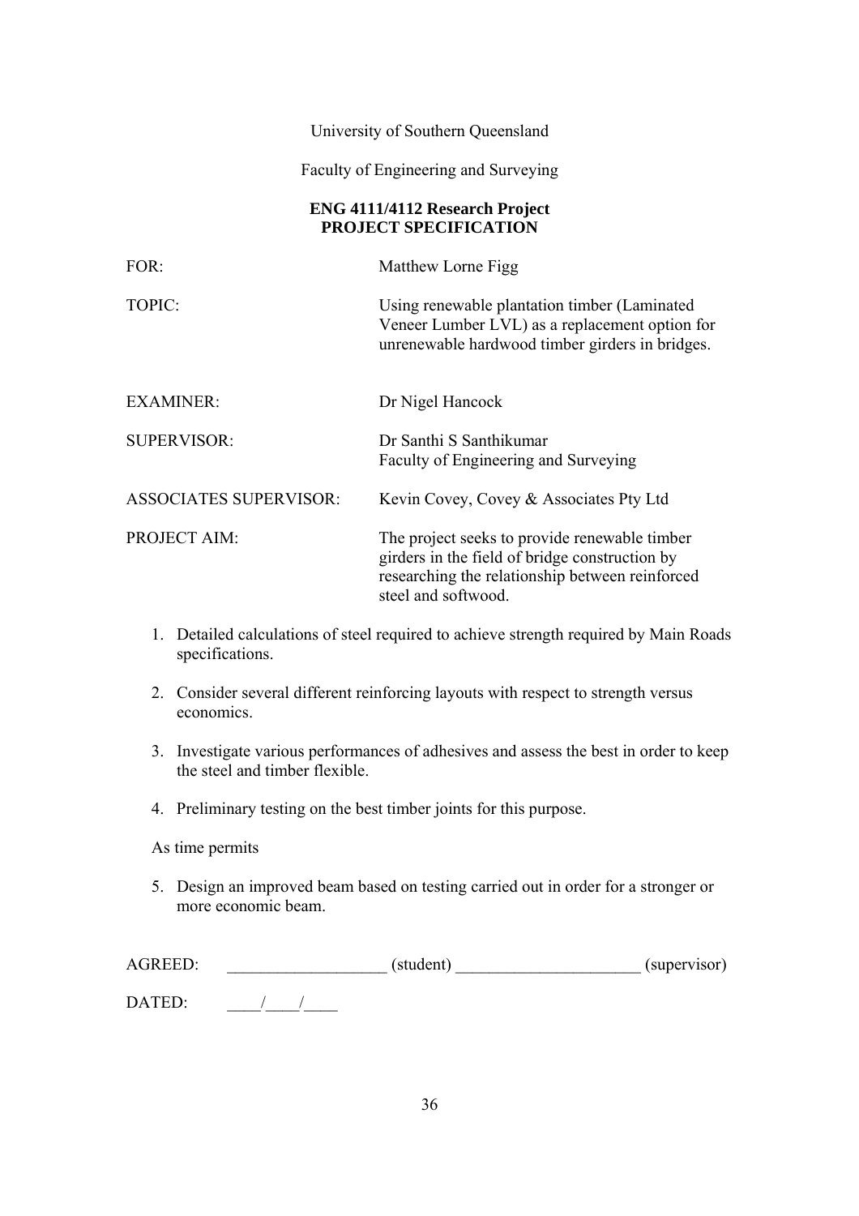University of Southern Queensland

Faculty of Engineering and Surveying

**ENG 4111/4112 Research Project**
**PROJECT SPECIFICATION**

| | |
|---|---|
| FOR: | Matthew Lorne Figg |
| TOPIC: | Using renewable plantation timber (Laminated Veneer Lumber LVL) as a replacement option for unrenewable hardwood timber girders in bridges. |
| EXAMINER: | Dr Nigel Hancock |
| SUPERVISOR: | Dr Santhi S Santhikumar<br>Faculty of Engineering and Surveying |
| ASSOCIATES SUPERVISOR: | Kevin Covey, Covey & Associates Pty Ltd |
| PROJECT AIM: | The project seeks to provide renewable timber girders in the field of bridge construction by researching the relationship between reinforced steel and softwood. |

1. Detailed calculations of steel required to achieve strength required by Main Roads specifications.

2. Consider several different reinforcing layouts with respect to strength versus economics.

3. Investigate various performances of adhesives and assess the best in order to keep the steel and timber flexible.

4. Preliminary testing on the best timber joints for this purpose.

As time permits

5. Design an improved beam based on testing carried out in order for a stronger or more economic beam.

AGREED: __________________ (student) _____________________ (supervisor)

DATED: ____/____/____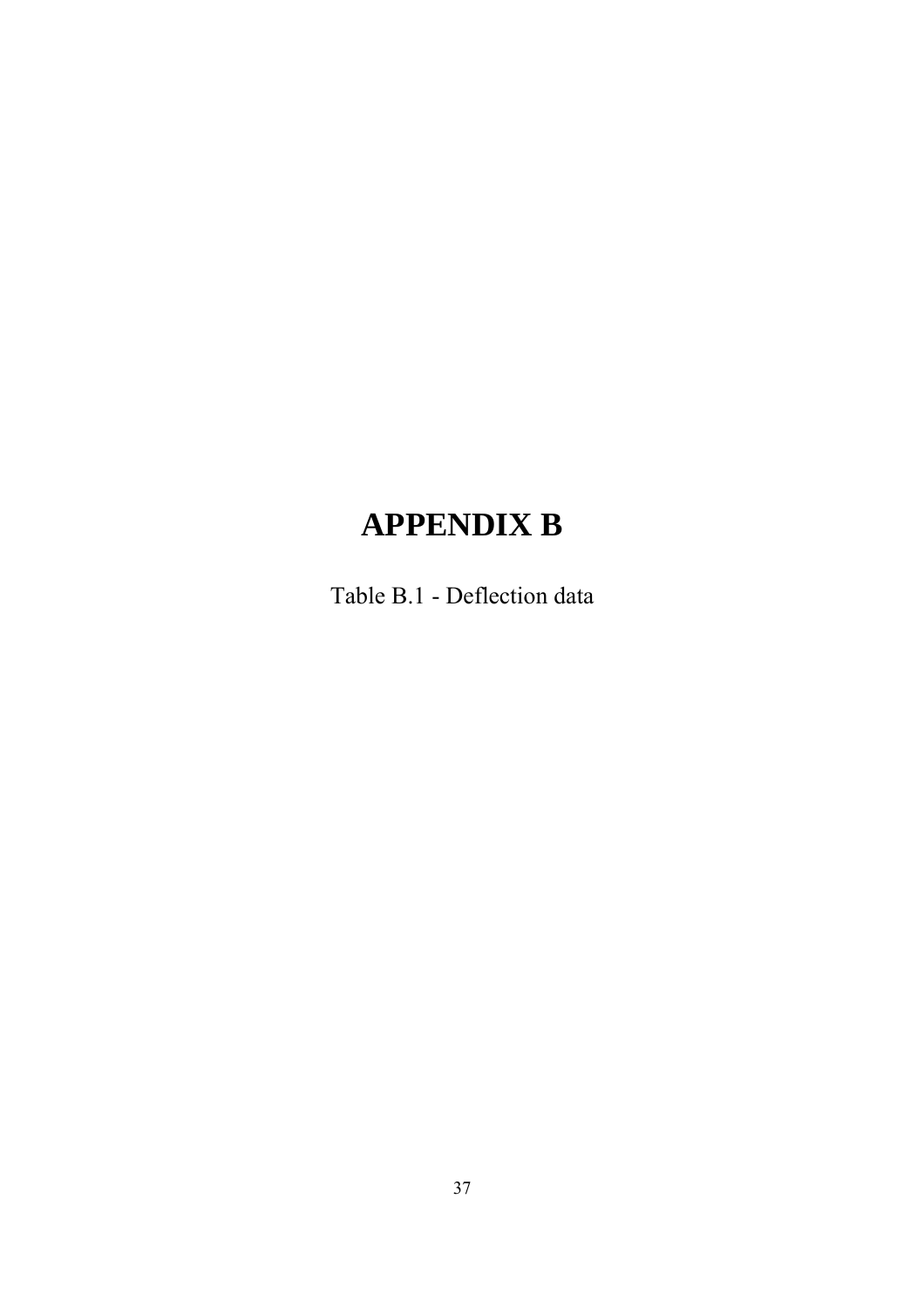# APPENDIX B

Table B.1 - Deflection data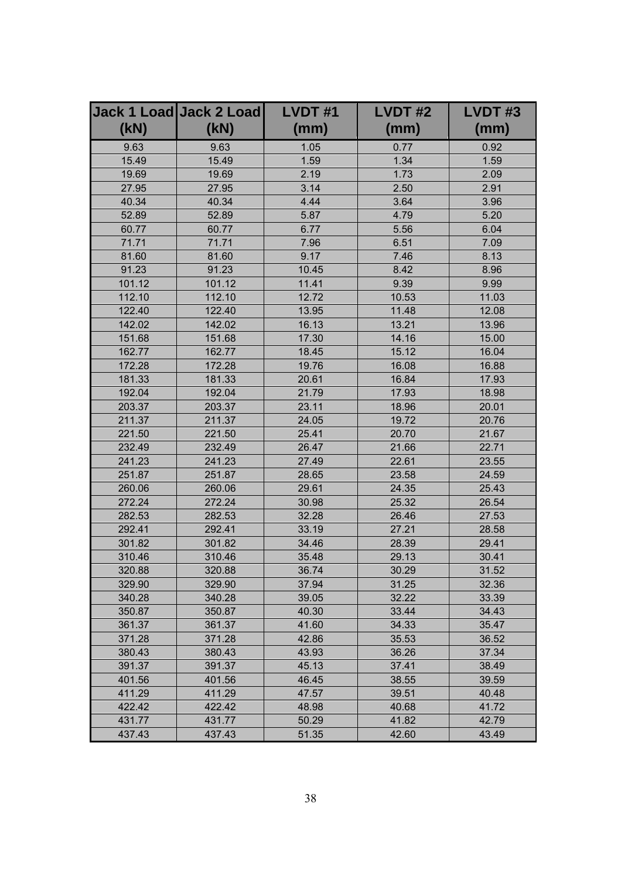| Jack 1 Load (kN) | Jack 2 Load (kN) | LVDT #1 (mm) | LVDT #2 (mm) | LVDT #3 (mm) |
|---|---|---|---|---|
| 9.63 | 9.63 | 1.05 | 0.77 | 0.92 |
| 15.49 | 15.49 | 1.59 | 1.34 | 1.59 |
| 19.69 | 19.69 | 2.19 | 1.73 | 2.09 |
| 27.95 | 27.95 | 3.14 | 2.50 | 2.91 |
| 40.34 | 40.34 | 4.44 | 3.64 | 3.96 |
| 52.89 | 52.89 | 5.87 | 4.79 | 5.20 |
| 60.77 | 60.77 | 6.77 | 5.56 | 6.04 |
| 71.71 | 71.71 | 7.96 | 6.51 | 7.09 |
| 81.60 | 81.60 | 9.17 | 7.46 | 8.13 |
| 91.23 | 91.23 | 10.45 | 8.42 | 8.96 |
| 101.12 | 101.12 | 11.41 | 9.39 | 9.99 |
| 112.10 | 112.10 | 12.72 | 10.53 | 11.03 |
| 122.40 | 122.40 | 13.95 | 11.48 | 12.08 |
| 142.02 | 142.02 | 16.13 | 13.21 | 13.96 |
| 151.68 | 151.68 | 17.30 | 14.16 | 15.00 |
| 162.77 | 162.77 | 18.45 | 15.12 | 16.04 |
| 172.28 | 172.28 | 19.76 | 16.08 | 16.88 |
| 181.33 | 181.33 | 20.61 | 16.84 | 17.93 |
| 192.04 | 192.04 | 21.79 | 17.93 | 18.98 |
| 203.37 | 203.37 | 23.11 | 18.96 | 20.01 |
| 211.37 | 211.37 | 24.05 | 19.72 | 20.76 |
| 221.50 | 221.50 | 25.41 | 20.70 | 21.67 |
| 232.49 | 232.49 | 26.47 | 21.66 | 22.71 |
| 241.23 | 241.23 | 27.49 | 22.61 | 23.55 |
| 251.87 | 251.87 | 28.65 | 23.58 | 24.59 |
| 260.06 | 260.06 | 29.61 | 24.35 | 25.43 |
| 272.24 | 272.24 | 30.98 | 25.32 | 26.54 |
| 282.53 | 282.53 | 32.28 | 26.46 | 27.53 |
| 292.41 | 292.41 | 33.19 | 27.21 | 28.58 |
| 301.82 | 301.82 | 34.46 | 28.39 | 29.41 |
| 310.46 | 310.46 | 35.48 | 29.13 | 30.41 |
| 320.88 | 320.88 | 36.74 | 30.29 | 31.52 |
| 329.90 | 329.90 | 37.94 | 31.25 | 32.36 |
| 340.28 | 340.28 | 39.05 | 32.22 | 33.39 |
| 350.87 | 350.87 | 40.30 | 33.44 | 34.43 |
| 361.37 | 361.37 | 41.60 | 34.33 | 35.47 |
| 371.28 | 371.28 | 42.86 | 35.53 | 36.52 |
| 380.43 | 380.43 | 43.93 | 36.26 | 37.34 |
| 391.37 | 391.37 | 45.13 | 37.41 | 38.49 |
| 401.56 | 401.56 | 46.45 | 38.55 | 39.59 |
| 411.29 | 411.29 | 47.57 | 39.51 | 40.48 |
| 422.42 | 422.42 | 48.98 | 40.68 | 41.72 |
| 431.77 | 431.77 | 50.29 | 41.82 | 42.79 |
| 437.43 | 437.43 | 51.35 | 42.60 | 43.49 |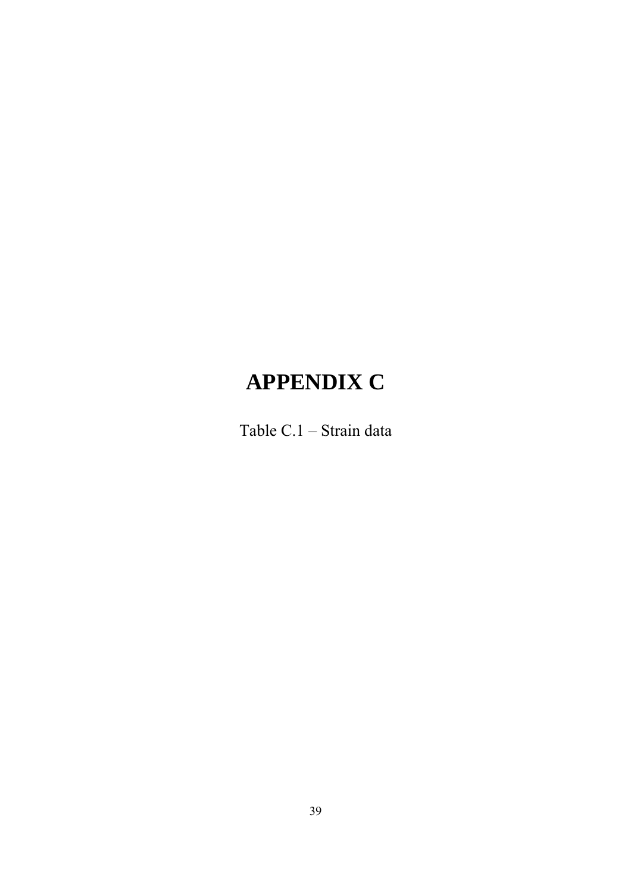# APPENDIX C

Table C.1 – Strain data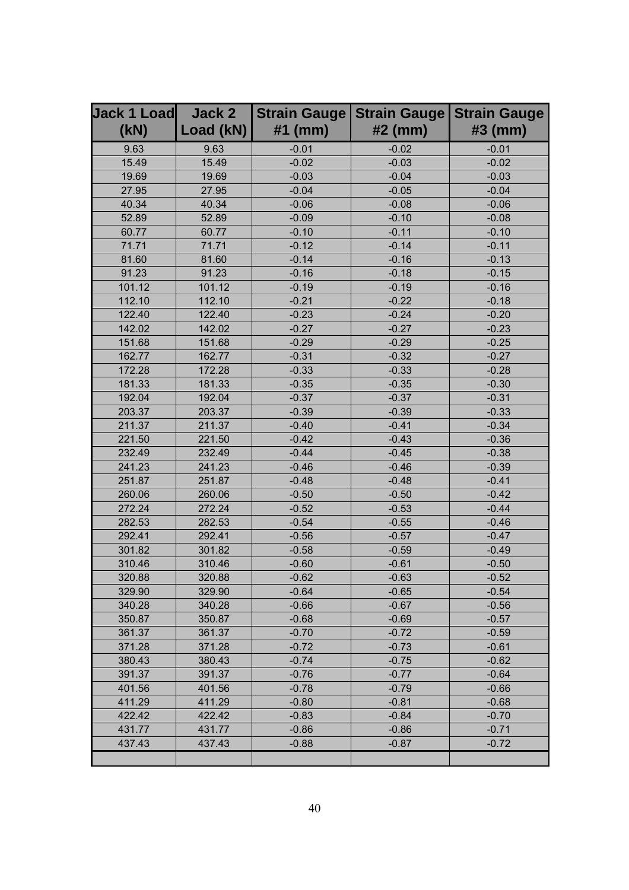| Jack 1 Load (kN) | Jack 2 Load (kN) | Strain Gauge #1 (mm) | Strain Gauge #2 (mm) | Strain Gauge #3 (mm) |
|---|---|---|---|---|
| 9.63 | 9.63 | -0.01 | -0.02 | -0.01 |
| 15.49 | 15.49 | -0.02 | -0.03 | -0.02 |
| 19.69 | 19.69 | -0.03 | -0.04 | -0.03 |
| 27.95 | 27.95 | -0.04 | -0.05 | -0.04 |
| 40.34 | 40.34 | -0.06 | -0.08 | -0.06 |
| 52.89 | 52.89 | -0.09 | -0.10 | -0.08 |
| 60.77 | 60.77 | -0.10 | -0.11 | -0.10 |
| 71.71 | 71.71 | -0.12 | -0.14 | -0.11 |
| 81.60 | 81.60 | -0.14 | -0.16 | -0.13 |
| 91.23 | 91.23 | -0.16 | -0.18 | -0.15 |
| 101.12 | 101.12 | -0.19 | -0.19 | -0.16 |
| 112.10 | 112.10 | -0.21 | -0.22 | -0.18 |
| 122.40 | 122.40 | -0.23 | -0.24 | -0.20 |
| 142.02 | 142.02 | -0.27 | -0.27 | -0.23 |
| 151.68 | 151.68 | -0.29 | -0.29 | -0.25 |
| 162.77 | 162.77 | -0.31 | -0.32 | -0.27 |
| 172.28 | 172.28 | -0.33 | -0.33 | -0.28 |
| 181.33 | 181.33 | -0.35 | -0.35 | -0.30 |
| 192.04 | 192.04 | -0.37 | -0.37 | -0.31 |
| 203.37 | 203.37 | -0.39 | -0.39 | -0.33 |
| 211.37 | 211.37 | -0.40 | -0.41 | -0.34 |
| 221.50 | 221.50 | -0.42 | -0.43 | -0.36 |
| 232.49 | 232.49 | -0.44 | -0.45 | -0.38 |
| 241.23 | 241.23 | -0.46 | -0.46 | -0.39 |
| 251.87 | 251.87 | -0.48 | -0.48 | -0.41 |
| 260.06 | 260.06 | -0.50 | -0.50 | -0.42 |
| 272.24 | 272.24 | -0.52 | -0.53 | -0.44 |
| 282.53 | 282.53 | -0.54 | -0.55 | -0.46 |
| 292.41 | 292.41 | -0.56 | -0.57 | -0.47 |
| 301.82 | 301.82 | -0.58 | -0.59 | -0.49 |
| 310.46 | 310.46 | -0.60 | -0.61 | -0.50 |
| 320.88 | 320.88 | -0.62 | -0.63 | -0.52 |
| 329.90 | 329.90 | -0.64 | -0.65 | -0.54 |
| 340.28 | 340.28 | -0.66 | -0.67 | -0.56 |
| 350.87 | 350.87 | -0.68 | -0.69 | -0.57 |
| 361.37 | 361.37 | -0.70 | -0.72 | -0.59 |
| 371.28 | 371.28 | -0.72 | -0.73 | -0.61 |
| 380.43 | 380.43 | -0.74 | -0.75 | -0.62 |
| 391.37 | 391.37 | -0.76 | -0.77 | -0.64 |
| 401.56 | 401.56 | -0.78 | -0.79 | -0.66 |
| 411.29 | 411.29 | -0.80 | -0.81 | -0.68 |
| 422.42 | 422.42 | -0.83 | -0.84 | -0.70 |
| 431.77 | 431.77 | -0.86 | -0.86 | -0.71 |
| 437.43 | 437.43 | -0.88 | -0.87 | -0.72 |
| | | | | |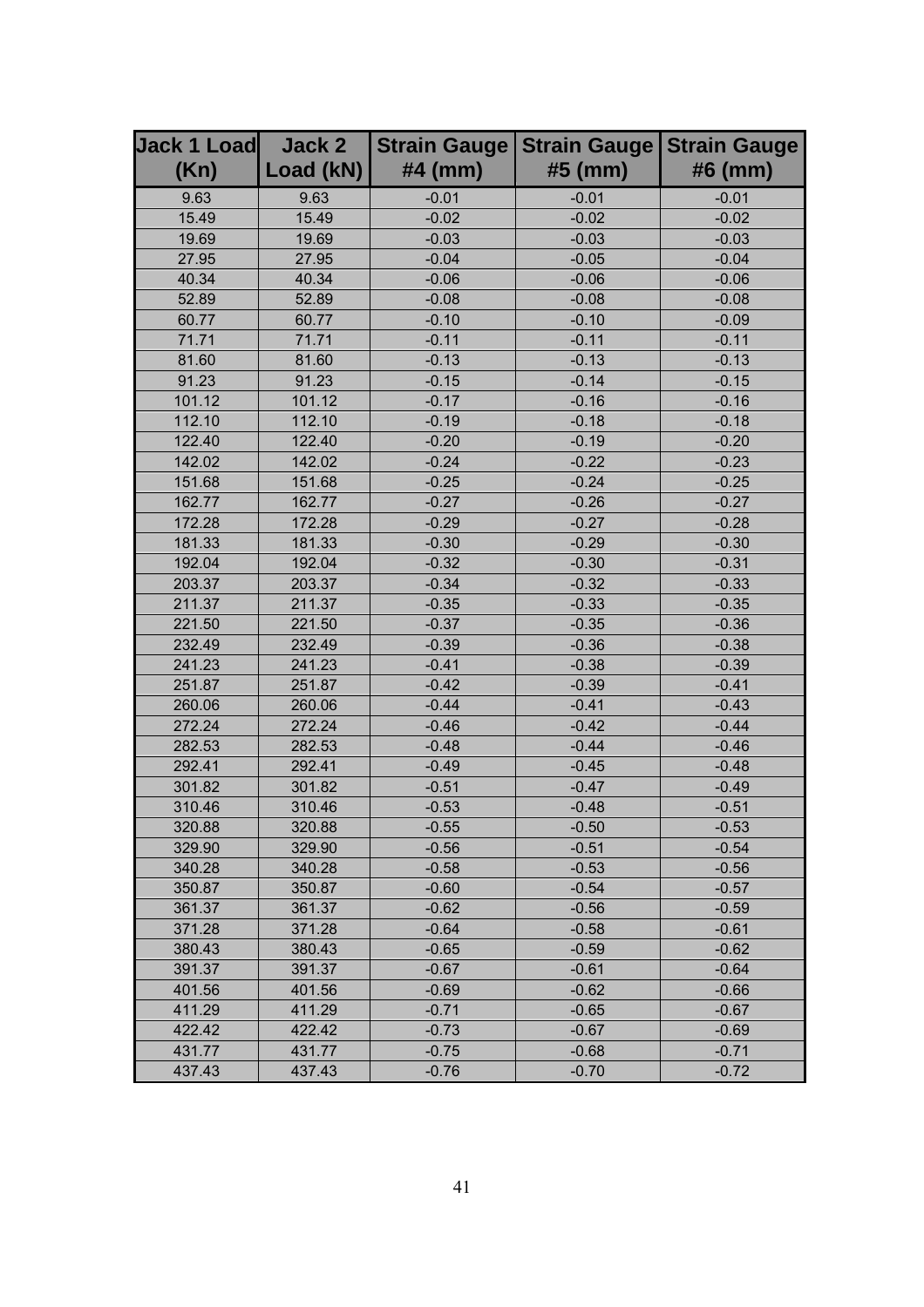| Jack 1 Load (Kn) | Jack 2 Load (kN) | Strain Gauge #4 (mm) | Strain Gauge #5 (mm) | Strain Gauge #6 (mm) |
|---|---|---|---|---|
| 9.63 | 9.63 | -0.01 | -0.01 | -0.01 |
| 15.49 | 15.49 | -0.02 | -0.02 | -0.02 |
| 19.69 | 19.69 | -0.03 | -0.03 | -0.03 |
| 27.95 | 27.95 | -0.04 | -0.05 | -0.04 |
| 40.34 | 40.34 | -0.06 | -0.06 | -0.06 |
| 52.89 | 52.89 | -0.08 | -0.08 | -0.08 |
| 60.77 | 60.77 | -0.10 | -0.10 | -0.09 |
| 71.71 | 71.71 | -0.11 | -0.11 | -0.11 |
| 81.60 | 81.60 | -0.13 | -0.13 | -0.13 |
| 91.23 | 91.23 | -0.15 | -0.14 | -0.15 |
| 101.12 | 101.12 | -0.17 | -0.16 | -0.16 |
| 112.10 | 112.10 | -0.19 | -0.18 | -0.18 |
| 122.40 | 122.40 | -0.20 | -0.19 | -0.20 |
| 142.02 | 142.02 | -0.24 | -0.22 | -0.23 |
| 151.68 | 151.68 | -0.25 | -0.24 | -0.25 |
| 162.77 | 162.77 | -0.27 | -0.26 | -0.27 |
| 172.28 | 172.28 | -0.29 | -0.27 | -0.28 |
| 181.33 | 181.33 | -0.30 | -0.29 | -0.30 |
| 192.04 | 192.04 | -0.32 | -0.30 | -0.31 |
| 203.37 | 203.37 | -0.34 | -0.32 | -0.33 |
| 211.37 | 211.37 | -0.35 | -0.33 | -0.35 |
| 221.50 | 221.50 | -0.37 | -0.35 | -0.36 |
| 232.49 | 232.49 | -0.39 | -0.36 | -0.38 |
| 241.23 | 241.23 | -0.41 | -0.38 | -0.39 |
| 251.87 | 251.87 | -0.42 | -0.39 | -0.41 |
| 260.06 | 260.06 | -0.44 | -0.41 | -0.43 |
| 272.24 | 272.24 | -0.46 | -0.42 | -0.44 |
| 282.53 | 282.53 | -0.48 | -0.44 | -0.46 |
| 292.41 | 292.41 | -0.49 | -0.45 | -0.48 |
| 301.82 | 301.82 | -0.51 | -0.47 | -0.49 |
| 310.46 | 310.46 | -0.53 | -0.48 | -0.51 |
| 320.88 | 320.88 | -0.55 | -0.50 | -0.53 |
| 329.90 | 329.90 | -0.56 | -0.51 | -0.54 |
| 340.28 | 340.28 | -0.58 | -0.53 | -0.56 |
| 350.87 | 350.87 | -0.60 | -0.54 | -0.57 |
| 361.37 | 361.37 | -0.62 | -0.56 | -0.59 |
| 371.28 | 371.28 | -0.64 | -0.58 | -0.61 |
| 380.43 | 380.43 | -0.65 | -0.59 | -0.62 |
| 391.37 | 391.37 | -0.67 | -0.61 | -0.64 |
| 401.56 | 401.56 | -0.69 | -0.62 | -0.66 |
| 411.29 | 411.29 | -0.71 | -0.65 | -0.67 |
| 422.42 | 422.42 | -0.73 | -0.67 | -0.69 |
| 431.77 | 431.77 | -0.75 | -0.68 | -0.71 |
| 437.43 | 437.43 | -0.76 | -0.70 | -0.72 |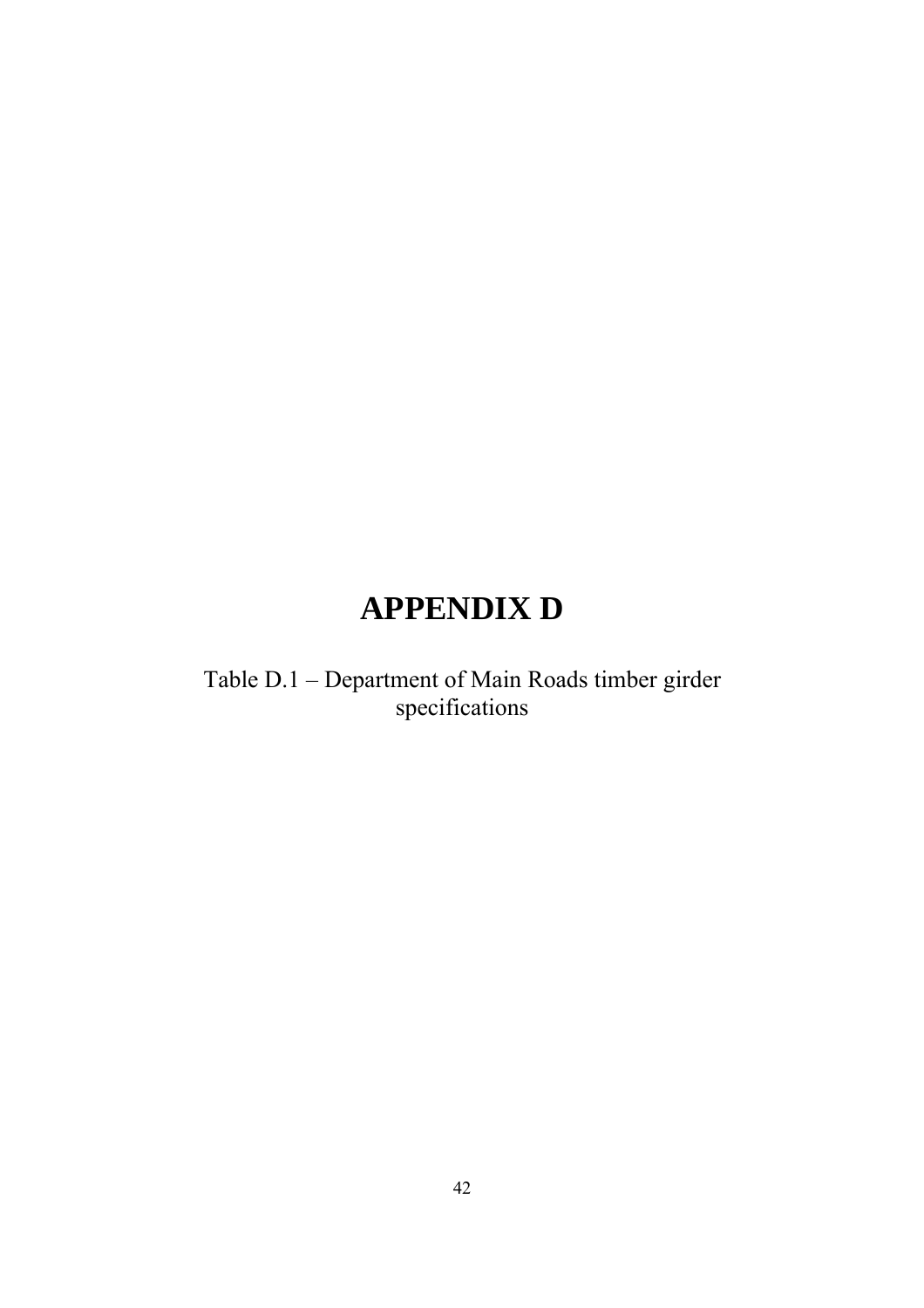# APPENDIX D

Table D.1 – Department of Main Roads timber girder specifications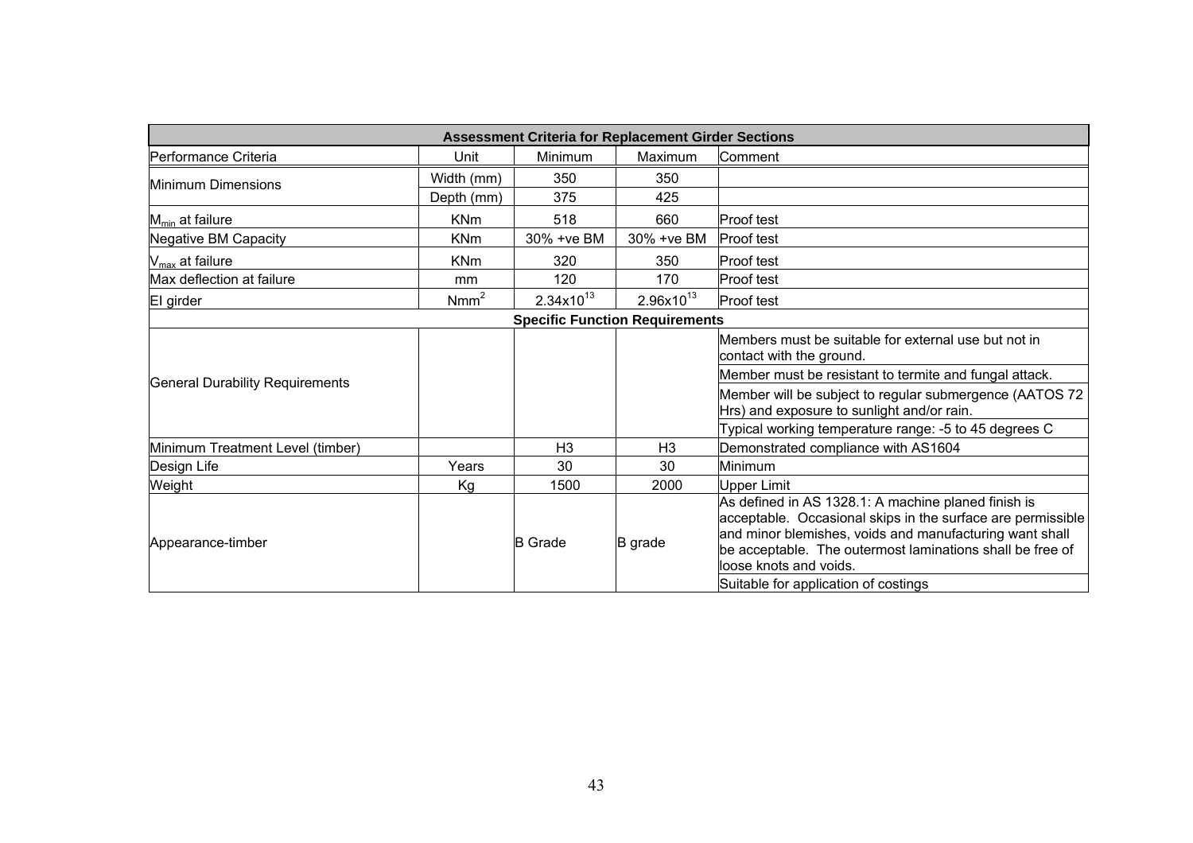| Assessment Criteria for Replacement Girder Sections | | | | |
|---|---|---|---|---|
| Performance Criteria | Unit | Minimum | Maximum | Comment |
| Minimum Dimensions | Width (mm) | 350 | 350 | |
| | Depth (mm) | 375 | 425 | |
| $M_{min}$ at failure | KNm | 518 | 660 | Proof test |
| Negative BM Capacity | KNm | 30% +ve BM | 30% +ve BM | Proof test |
| $V_{max}$ at failure | KNm | 320 | 350 | Proof test |
| Max deflection at failure | mm | 120 | 170 | Proof test |
| EI girder | $Nmm^2$ | $2.34 \times 10^{13}$ | $2.96 \times 10^{13}$ | Proof test |
| **Specific Function Requirements** | | | | |
| General Durability Requirements | | | | Members must be suitable for external use but not in contact with the ground. |
| | | | | Member must be resistant to termite and fungal attack. |
| | | | | Member will be subject to regular submergence (AATOS 72 Hrs) and exposure to sunlight and/or rain. |
| | | | | Typical working temperature range: -5 to 45 degrees C |
| Minimum Treatment Level (timber) | | H3 | H3 | Demonstrated compliance with AS1604 |
| Design Life | Years | 30 | 30 | Minimum |
| Weight | Kg | 1500 | 2000 | Upper Limit |
| Appearance-timber | | B Grade | B grade | As defined in AS 1328.1: A machine planed finish is acceptable. Occasional skips in the surface are permissible and minor blemishes, voids and manufacturing want shall be acceptable. The outermost laminations shall be free of loose knots and voids. |
| | | | | Suitable for application of costings |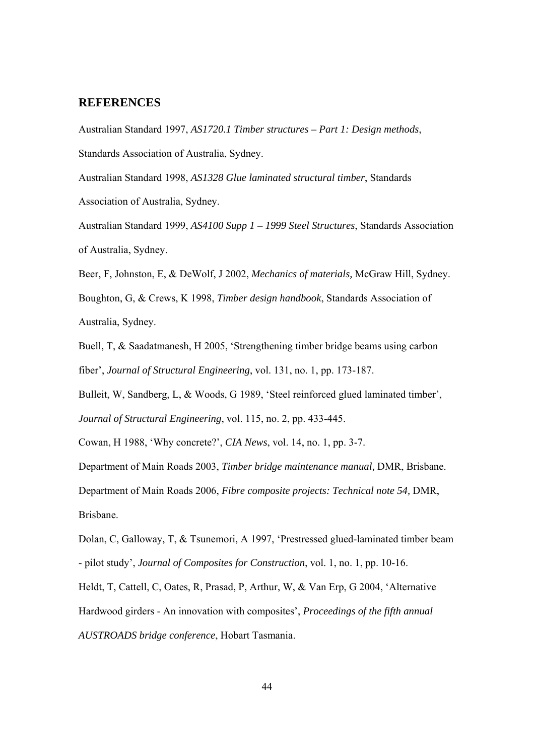## REFERENCES

Australian Standard 1997, *AS1720.1 Timber structures – Part 1: Design methods*, Standards Association of Australia, Sydney.

Australian Standard 1998, *AS1328 Glue laminated structural timber*, Standards Association of Australia, Sydney.

Australian Standard 1999, *AS4100 Supp 1 – 1999 Steel Structures*, Standards Association of Australia, Sydney.

Beer, F, Johnston, E, & DeWolf, J 2002, *Mechanics of materials,* McGraw Hill, Sydney.

Boughton, G, & Crews, K 1998, *Timber design handbook*, Standards Association of Australia, Sydney.

Buell, T, & Saadatmanesh, H 2005, 'Strengthening timber bridge beams using carbon fiber', *Journal of Structural Engineering*, vol. 131, no. 1, pp. 173-187.

Bulleit, W, Sandberg, L, & Woods, G 1989, 'Steel reinforced glued laminated timber', *Journal of Structural Engineering*, vol. 115, no. 2, pp. 433-445.

Cowan, H 1988, 'Why concrete?', *CIA News*, vol. 14, no. 1, pp. 3-7.

Department of Main Roads 2003, *Timber bridge maintenance manual,* DMR, Brisbane.

Department of Main Roads 2006, *Fibre composite projects: Technical note 54,* DMR, Brisbane.

Dolan, C, Galloway, T, & Tsunemori, A 1997, 'Prestressed glued-laminated timber beam - pilot study', *Journal of Composites for Construction*, vol. 1, no. 1, pp. 10-16.

Heldt, T, Cattell, C, Oates, R, Prasad, P, Arthur, W, & Van Erp, G 2004, 'Alternative Hardwood girders - An innovation with composites', *Proceedings of the fifth annual AUSTROADS bridge conference*, Hobart Tasmania.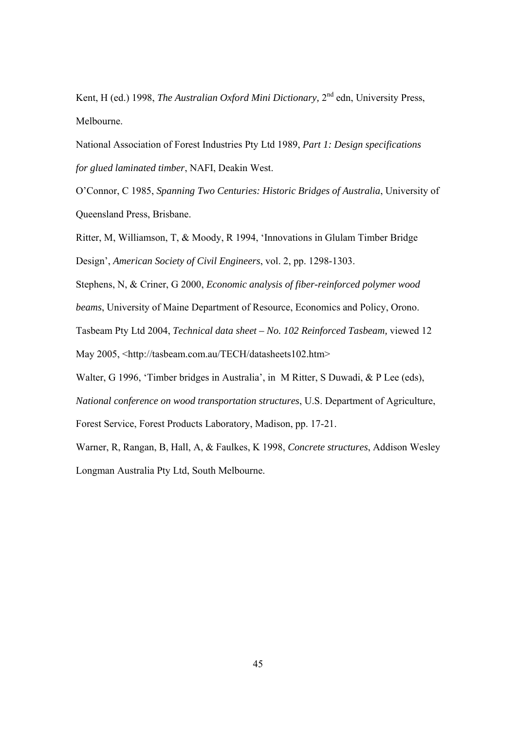Kent, H (ed.) 1998, *The Australian Oxford Mini Dictionary,* 2nd edn, University Press, Melbourne.

National Association of Forest Industries Pty Ltd 1989, *Part 1: Design specifications for glued laminated timber*, NAFI, Deakin West.

O'Connor, C 1985, *Spanning Two Centuries: Historic Bridges of Australia*, University of Queensland Press, Brisbane.

Ritter, M, Williamson, T, & Moody, R 1994, 'Innovations in Glulam Timber Bridge Design', *American Society of Civil Engineers*, vol. 2, pp. 1298-1303.

Stephens, N, & Criner, G 2000, *Economic analysis of fiber-reinforced polymer wood beams*, University of Maine Department of Resource, Economics and Policy, Orono.

Tasbeam Pty Ltd 2004, *Technical data sheet – No. 102 Reinforced Tasbeam,* viewed 12 May 2005, <http://tasbeam.com.au/TECH/datasheets102.htm>

Walter, G 1996, 'Timber bridges in Australia', in M Ritter, S Duwadi, & P Lee (eds), *National conference on wood transportation structures*, U.S. Department of Agriculture, Forest Service, Forest Products Laboratory, Madison, pp. 17-21.

Warner, R, Rangan, B, Hall, A, & Faulkes, K 1998, *Concrete structures*, Addison Wesley Longman Australia Pty Ltd, South Melbourne.